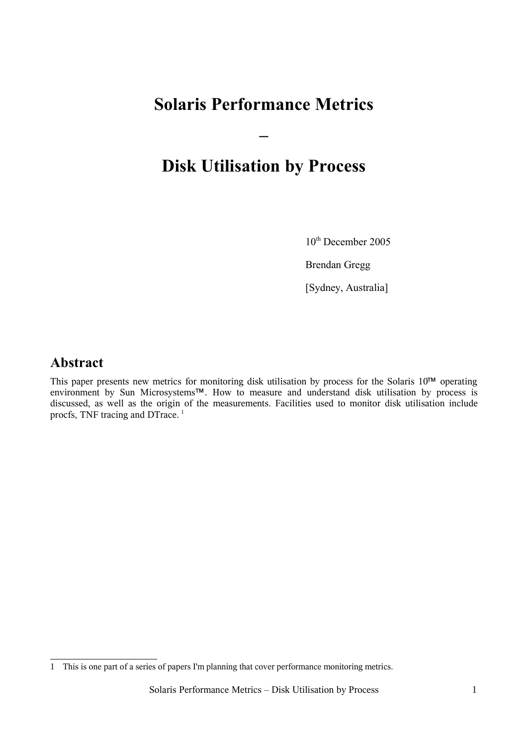# Solaris Performance Metrics

# –

# Disk Utilisation by Process

10th December 2005

Brendan Gregg

[Sydney, Australia]

## Abstract

This paper presents new metrics for monitoring disk utilisation by process for the Solaris 10™ operating environment by Sun Microsystems™. How to measure and understand disk utilisation by process is discussed, as well as the origin of the measurements. Facilities used to monitor disk utilisation include procfs, TNF tracing and DTrace. [1]

---

1 This is one part of a series of papers I'm planning that cover performance monitoring metrics.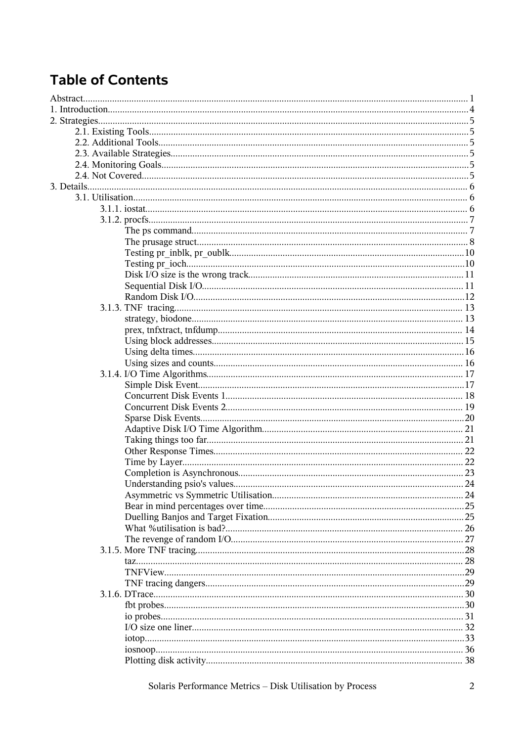# Table of Contents

- Abstract ... 1
- 1. Introduction ... 4
- 2. Strategies ... 5
  - 2.1. Existing Tools ... 5
  - 2.2. Additional Tools ... 5
  - 2.3. Available Strategies ... 5
  - 2.4. Monitoring Goals ... 5
  - 2.4. Not Covered ... 5
- 3. Details ... 6
  - 3.1. Utilisation ... 6
    - 3.1.1. iostat ... 6
    - 3.1.2. procfs ... 7
      - The ps command ... 7
      - The prusage struct ... 8
      - Testing pr_inblk, pr_oublk ... 10
      - Testing pr_ioch ... 10
      - Disk I/O size is the wrong track ... 11
      - Sequential Disk I/O ... 11
      - Random Disk I/O ... 12
    - 3.1.3. TNF tracing ... 13
      - strategy, biodone ... 13
      - prex, tnfxtract, tnfdump ... 14
      - Using block addresses ... 15
      - Using delta times ... 16
      - Using sizes and counts ... 16
    - 3.1.4. I/O Time Algorithms ... 17
      - Simple Disk Event ... 17
      - Concurrent Disk Events 1 ... 18
      - Concurrent Disk Events 2 ... 19
      - Sparse Disk Events ... 20
      - Adaptive Disk I/O Time Algorithm ... 21
      - Taking things too far ... 21
      - Other Response Times ... 22
      - Time by Layer ... 22
      - Completion is Asynchronous ... 23
      - Understanding psio's values ... 24
      - Asymmetric vs Symmetric Utilisation ... 24
      - Bear in mind percentages over time ... 25
      - Duelling Banjos and Target Fixation ... 25
      - What %utilisation is bad? ... 26
      - The revenge of random I/O ... 27
    - 3.1.5. More TNF tracing ... 28
      - taz ... 28
      - TNFView ... 29
      - TNF tracing dangers ... 29
    - 3.1.6. DTrace ... 30
      - fbt probes ... 30
      - io probes ... 31
      - I/O size one liner ... 32
      - iotop ... 33
      - iosnoop ... 36
      - Plotting disk activity ... 38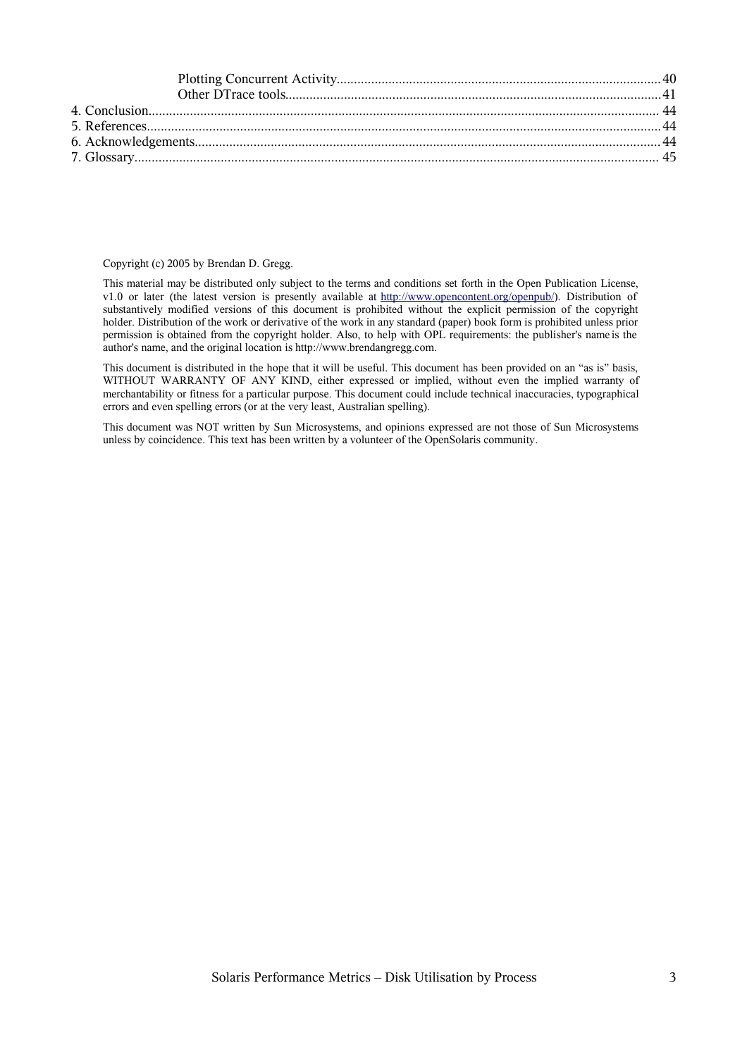Plotting Concurrent Activity........................................................................................40
Other DTrace tools.......................................................................................................41
4. Conclusion.................................................................................................................................44
5. References..................................................................................................................................44
6. Acknowledgements...................................................................................................................44
7. Glossary......................................................................................................................................45

Copyright (c) 2005 by Brendan D. Gregg.

This material may be distributed only subject to the terms and conditions set forth in the Open Publication License, v1.0 or later (the latest version is presently available at http://www.opencontent.org/openpub/). Distribution of substantively modified versions of this document is prohibited without the explicit permission of the copyright holder. Distribution of the work or derivative of the work in any standard (paper) book form is prohibited unless prior permission is obtained from the copyright holder. Also, to help with OPL requirements: the publisher's name is the author's name, and the original location is http://www.brendangregg.com.

This document is distributed in the hope that it will be useful. This document has been provided on an "as is" basis, WITHOUT WARRANTY OF ANY KIND, either expressed or implied, without even the implied warranty of merchantability or fitness for a particular purpose. This document could include technical inaccuracies, typographical errors and even spelling errors (or at the very least, Australian spelling).

This document was NOT written by Sun Microsystems, and opinions expressed are not those of Sun Microsystems unless by coincidence. This text has been written by a volunteer of the OpenSolaris community.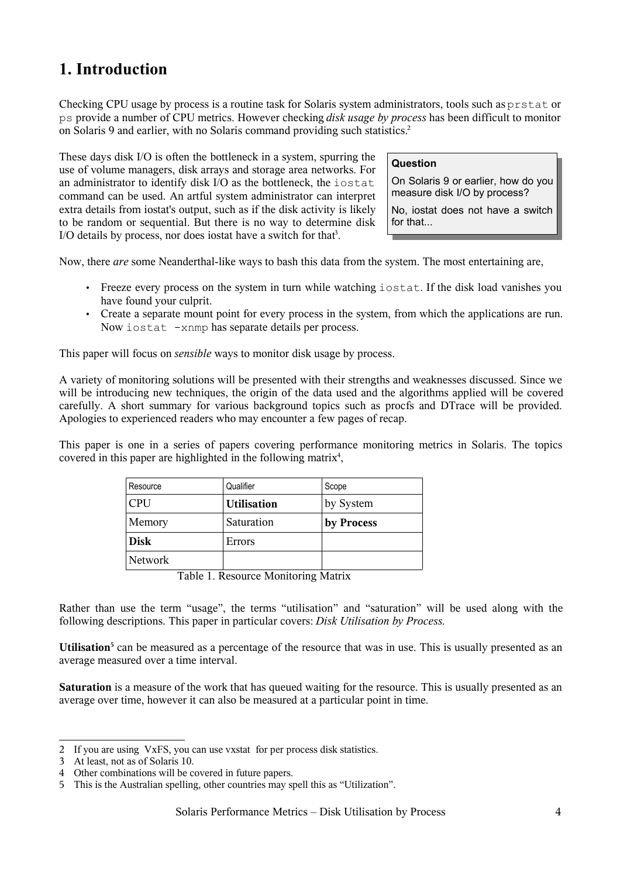# 1. Introduction

Checking CPU usage by process is a routine task for Solaris system administrators, tools such as `prstat` or `ps` provide a number of CPU metrics. However checking *disk usage by process* has been difficult to monitor on Solaris 9 and earlier, with no Solaris command providing such statistics.[2]

These days disk I/O is often the bottleneck in a system, spurring the use of volume managers, disk arrays and storage area networks. For an administrator to identify disk I/O as the bottleneck, the `iostat` command can be used. An artful system administrator can interpret extra details from iostat's output, such as if the disk activity is likely to be random or sequential. But there is no way to determine disk I/O details by process, nor does iostat have a switch for that[3].

> **Question**
>
> On Solaris 9 or earlier, how do you measure disk I/O by process?
>
> No, iostat does not have a switch for that...

Now, there *are* some Neanderthal-like ways to bash this data from the system. The most entertaining are,

- Freeze every process on the system in turn while watching `iostat`. If the disk load vanishes you have found your culprit.
- Create a separate mount point for every process in the system, from which the applications are run. Now `iostat -xnmp` has separate details per process.

This paper will focus on *sensible* ways to monitor disk usage by process.

A variety of monitoring solutions will be presented with their strengths and weaknesses discussed. Since we will be introducing new techniques, the origin of the data used and the algorithms applied will be covered carefully. A short summary for various background topics such as procfs and DTrace will be provided. Apologies to experienced readers who may encounter a few pages of recap.

This paper is one in a series of papers covering performance monitoring metrics in Solaris. The topics covered in this paper are highlighted in the following matrix[4],

| Resource | Qualifier | Scope |
|---|---|---|
| CPU | **Utilisation** | by System |
| Memory | Saturation | **by Process** |
| **Disk** | Errors | |
| Network | | |

Table 1. Resource Monitoring Matrix

Rather than use the term "usage", the terms "utilisation" and "saturation" will be used along with the following descriptions. This paper in particular covers: *Disk Utilisation by Process.*

**Utilisation**[5] can be measured as a percentage of the resource that was in use. This is usually presented as an average measured over a time interval.

**Saturation** is a measure of the work that has queued waiting for the resource. This is usually presented as an average over time, however it can also be measured at a particular point in time.

---

2 If you are using VxFS, you can use vxstat for per process disk statistics.

3 At least, not as of Solaris 10.

4 Other combinations will be covered in future papers.

5 This is the Australian spelling, other countries may spell this as "Utilization".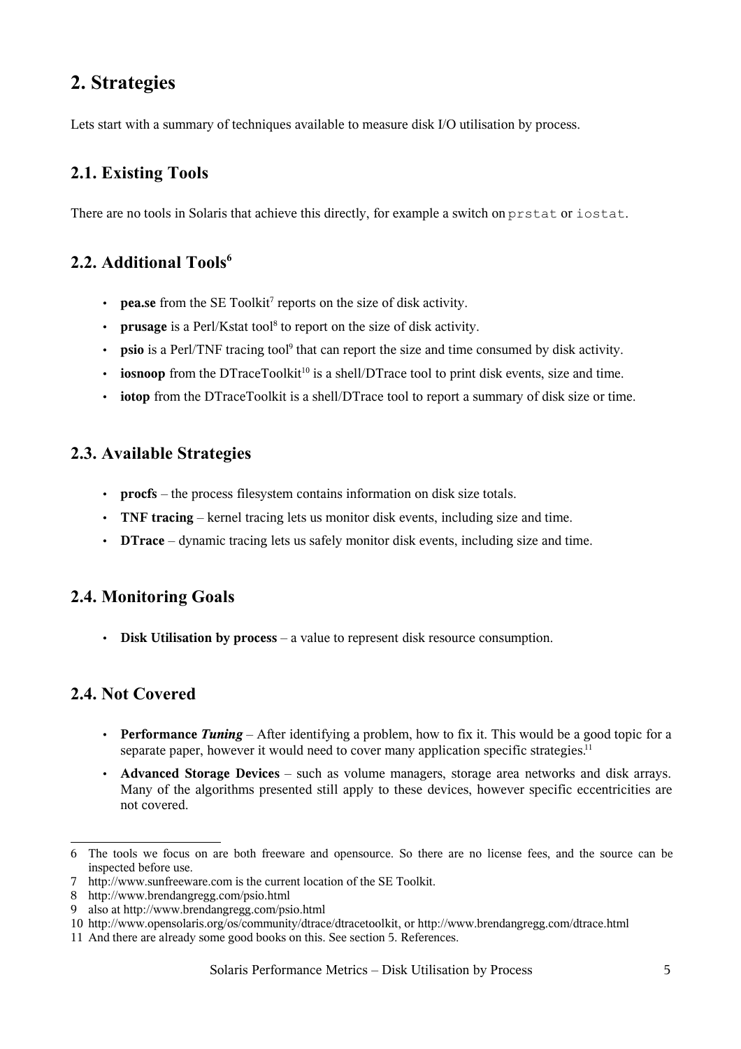## 2. Strategies

Lets start with a summary of techniques available to measure disk I/O utilisation by process.

### 2.1. Existing Tools

There are no tools in Solaris that achieve this directly, for example a switch on `prstat` or `iostat`.

### 2.2. Additional Tools[6]

- **pea.se** from the SE Toolkit[7] reports on the size of disk activity.
- **prusage** is a Perl/Kstat tool[8] to report on the size of disk activity.
- **psio** is a Perl/TNF tracing tool[9] that can report the size and time consumed by disk activity.
- **iosnoop** from the DTraceToolkit[10] is a shell/DTrace tool to print disk events, size and time.
- **iotop** from the DTraceToolkit is a shell/DTrace tool to report a summary of disk size or time.

### 2.3. Available Strategies

- **procfs** – the process filesystem contains information on disk size totals.
- **TNF tracing** – kernel tracing lets us monitor disk events, including size and time.
- **DTrace** – dynamic tracing lets us safely monitor disk events, including size and time.

### 2.4. Monitoring Goals

- **Disk Utilisation by process** – a value to represent disk resource consumption.

### 2.4. Not Covered

- **Performance *Tuning*** – After identifying a problem, how to fix it. This would be a good topic for a separate paper, however it would need to cover many application specific strategies.[11]
- **Advanced Storage Devices** – such as volume managers, storage area networks and disk arrays. Many of the algorithms presented still apply to these devices, however specific eccentricities are not covered.

---

6 The tools we focus on are both freeware and opensource. So there are no license fees, and the source can be inspected before use.

7 http://www.sunfreeware.com is the current location of the SE Toolkit.

8 http://www.brendangregg.com/psio.html

9 also at http://www.brendangregg.com/psio.html

10 http://www.opensolaris.org/os/community/dtrace/dtracetoolkit, or http://www.brendangregg.com/dtrace.html

11 And there are already some good books on this. See section 5. References.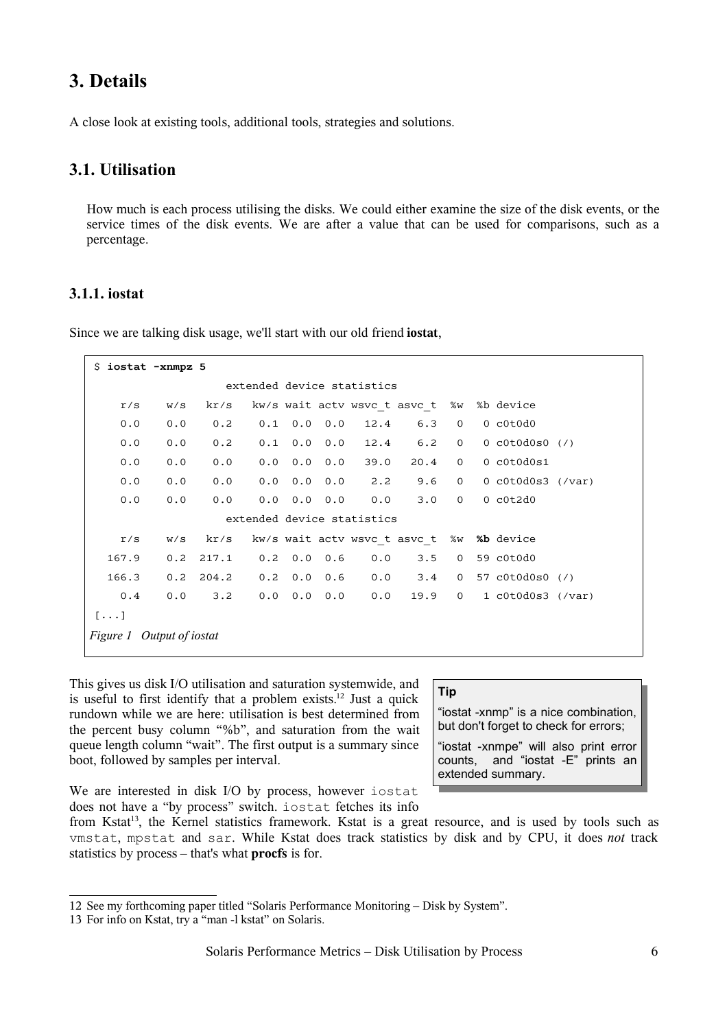# 3. Details

A close look at existing tools, additional tools, strategies and solutions.

## 3.1. Utilisation

How much is each process utilising the disks. We could either examine the size of the disk events, or the service times of the disk events. We are after a value that can be used for comparisons, such as a percentage.

### 3.1.1. iostat

Since we are talking disk usage, we'll start with our old friend **iostat**,

```
$ iostat -xnmpz 5
                    extended device statistics
    r/s    w/s   kr/s   kw/s wait actv wsvc_t asvc_t  %w  %b device
    0.0    0.0    0.2    0.1  0.0  0.0   12.4    6.3   0   0 c0t0d0
    0.0    0.0    0.2    0.1  0.0  0.0   12.4    6.2   0   0 c0t0d0s0 (/)
    0.0    0.0    0.0    0.0  0.0  0.0   39.0   20.4   0   0 c0t0d0s1
    0.0    0.0    0.0    0.0  0.0  0.0    2.2    9.6   0   0 c0t0d0s3 (/var)
    0.0    0.0    0.0    0.0  0.0  0.0    0.0    3.0   0   0 c0t2d0
                    extended device statistics
    r/s    w/s   kr/s   kw/s wait actv wsvc_t asvc_t  %w  %b device
  167.9    0.2  217.1    0.2  0.0  0.6    0.0    3.5   0  59 c0t0d0
  166.3    0.2  204.2    0.2  0.0  0.6    0.0    3.4   0  57 c0t0d0s0 (/)
    0.4    0.0    3.2    0.0  0.0  0.0    0.0   19.9   0   1 c0t0d0s3 (/var)
[...]
```

*Figure 1 Output of iostat*

This gives us disk I/O utilisation and saturation systemwide, and is useful to first identify that a problem exists.[12] Just a quick rundown while we are here: utilisation is best determined from the percent busy column "%b", and saturation from the wait queue length column "wait". The first output is a summary since boot, followed by samples per interval.

> **Tip**
>
> "iostat -xnmp" is a nice combination, but don't forget to check for errors;
>
> "iostat -xnmpe" will also print error counts, and "iostat -E" prints an extended summary.

We are interested in disk I/O by process, however `iostat` does not have a "by process" switch. `iostat` fetches its info from Kstat[13], the Kernel statistics framework. Kstat is a great resource, and is used by tools such as `vmstat`, `mpstat` and `sar`. While Kstat does track statistics by disk and by CPU, it does *not* track statistics by process – that's what **procfs** is for.

---

12 See my forthcoming paper titled "Solaris Performance Monitoring – Disk by System".

13 For info on Kstat, try a "man -l kstat" on Solaris.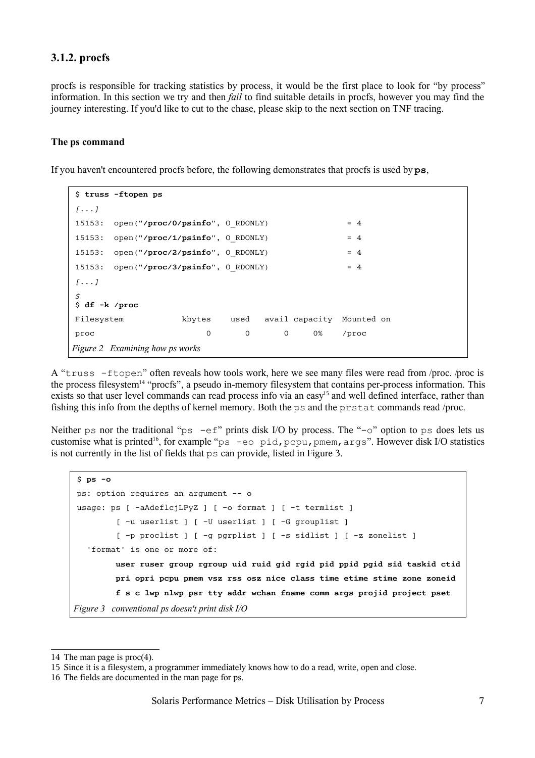### 3.1.2. procfs

procfs is responsible for tracking statistics by process, it would be the first place to look for "by process" information. In this section we try and then *fail* to find suitable details in procfs, however you may find the journey interesting. If you'd like to cut to the chase, please skip to the next section on TNF tracing.

#### The ps command

If you haven't encountered procfs before, the following demonstrates that procfs is used by **ps**,

```
$ truss -ftopen ps
[...]
15153:  open("/proc/0/psinfo", O_RDONLY)                    = 4
15153:  open("/proc/1/psinfo", O_RDONLY)                    = 4
15153:  open("/proc/2/psinfo", O_RDONLY)                    = 4
15153:  open("/proc/3/psinfo", O_RDONLY)                    = 4
[...]
$
$ df -k /proc
Filesystem            kbytes    used   avail capacity  Mounted on
proc                       0       0       0     0%    /proc
```

*Figure 2 Examining how ps works*

A "`truss -ftopen`" often reveals how tools work, here we see many files were read from /proc. /proc is the process filesystem[14] "procfs", a pseudo in-memory filesystem that contains per-process information. This exists so that user level commands can read process info via an easy[15] and well defined interface, rather than fishing this info from the depths of kernel memory. Both the `ps` and the `prstat` commands read /proc.

Neither `ps` nor the traditional "`ps -ef`" prints disk I/O by process. The "`-o`" option to `ps` does lets us customise what is printed[16], for example "`ps -eo pid,pcpu,pmem,args`". However disk I/O statistics is not currently in the list of fields that `ps` can provide, listed in Figure 3.

```
$ ps -o
ps: option requires an argument -- o
usage: ps [ -aAdeflcjLPyZ ] [ -o format ] [ -t termlist ]
        [ -u userlist ] [ -U userlist ] [ -G grouplist ]
        [ -p proclist ] [ -g pgrplist ] [ -s sidlist ] [ -z zonelist ]
  'format' is one or more of:
        user ruser group rgroup uid ruid gid rgid pid ppid pgid sid taskid ctid
        pri opri pcpu pmem vsz rss osz nice class time etime stime zone zoneid
        f s c lwp nlwp psr tty addr wchan fname comm args projid project pset
```

*Figure 3 conventional ps doesn't print disk I/O*

---

14 The man page is proc(4).

15 Since it is a filesystem, a programmer immediately knows how to do a read, write, open and close.

16 The fields are documented in the man page for ps.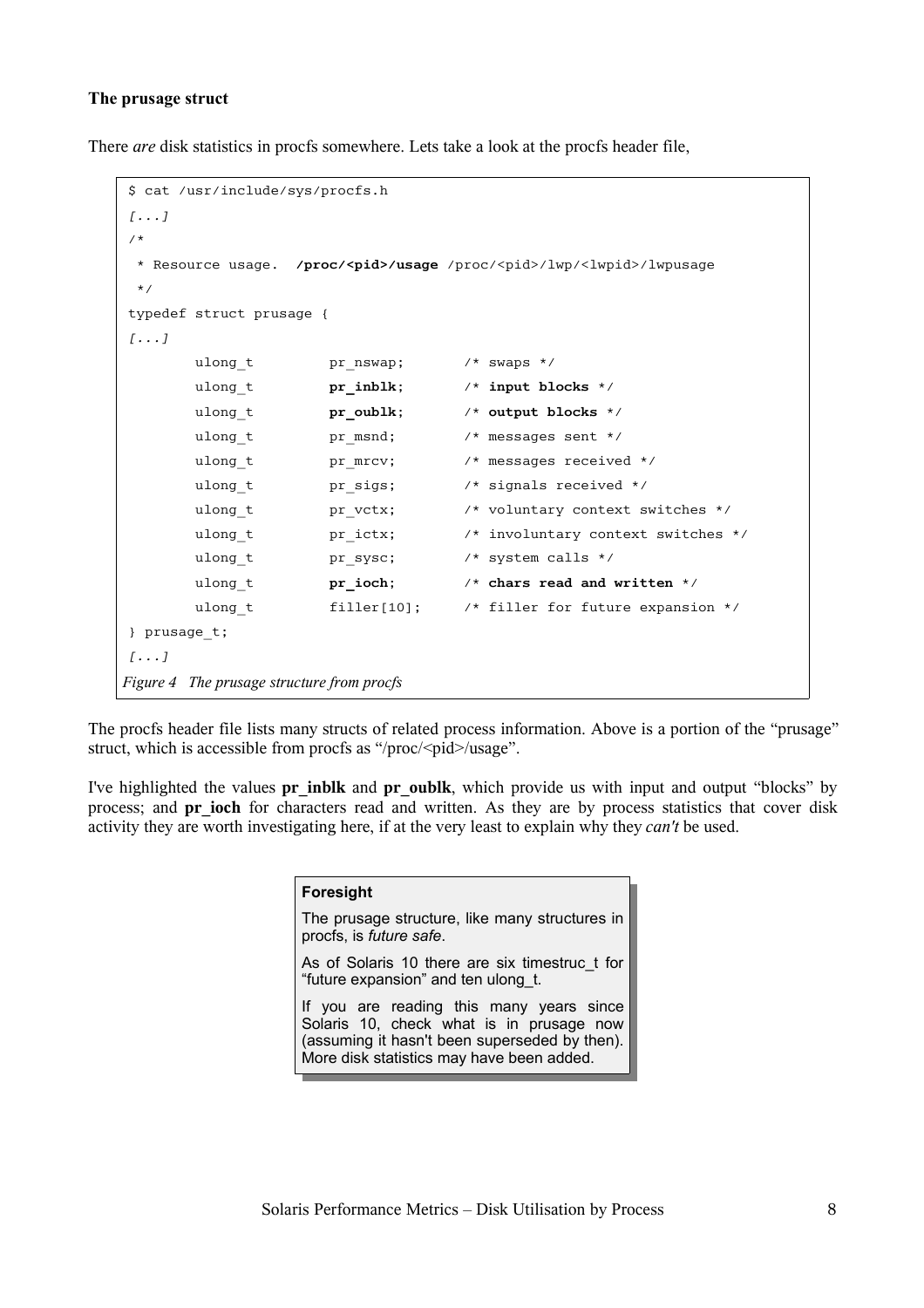### The prusage struct

There *are* disk statistics in procfs somewhere. Lets take a look at the procfs header file,

```
$ cat /usr/include/sys/procfs.h
[...]
/*
 * Resource usage.  /proc/<pid>/usage /proc/<pid>/lwp/<lwpid>/lwpusage
 */
typedef struct prusage {
[...]
        ulong_t         pr_nswap;       /* swaps */
        ulong_t         pr_inblk;       /* input blocks */
        ulong_t         pr_oublk;       /* output blocks */
        ulong_t         pr_msnd;        /* messages sent */
        ulong_t         pr_mrcv;        /* messages received */
        ulong_t         pr_sigs;        /* signals received */
        ulong_t         pr_vctx;        /* voluntary context switches */
        ulong_t         pr_ictx;        /* involuntary context switches */
        ulong_t         pr_sysc;        /* system calls */
        ulong_t         pr_ioch;        /* chars read and written */
        ulong_t         filler[10];     /* filler for future expansion */
} prusage_t;
[...]
```

*Figure 4 The prusage structure from procfs*

The procfs header file lists many structs of related process information. Above is a portion of the "prusage" struct, which is accessible from procfs as "/proc/<pid>/usage".

I've highlighted the values **pr_inblk** and **pr_oublk**, which provide us with input and output "blocks" by process; and **pr_ioch** for characters read and written. As they are by process statistics that cover disk activity they are worth investigating here, if at the very least to explain why they *can't* be used.

> **Foresight**
>
> The prusage structure, like many structures in procfs, is *future safe*.
>
> As of Solaris 10 there are six timestruc_t for "future expansion" and ten ulong_t.
>
> If you are reading this many years since Solaris 10, check what is in prusage now (assuming it hasn't been superseded by then). More disk statistics may have been added.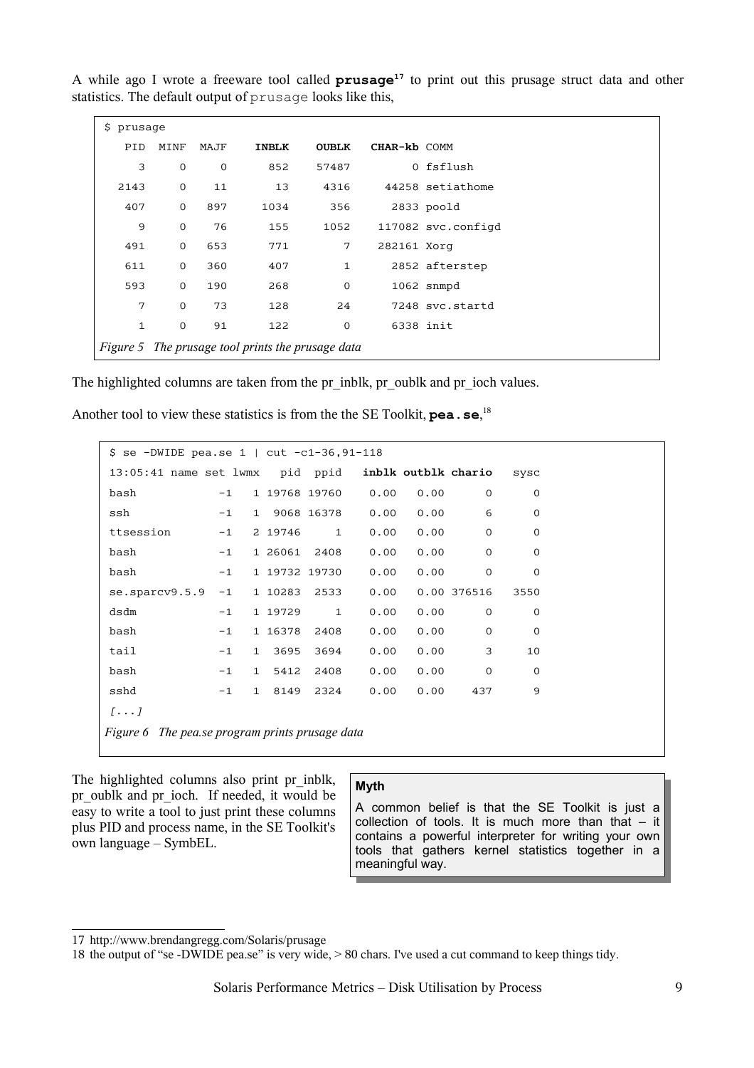A while ago I wrote a freeware tool called **prusage**[17] to print out this prusage struct data and other statistics. The default output of `prusage` looks like this,

```
$ prusage
   PID  MINF  MAJF    INBLK    OUBLK   CHAR-kb COMM
     3     0     0      852    57487         0 fsflush
  2143     0    11       13     4316     44258 setiathome
   407     0   897     1034      356      2833 poold
     9     0    76      155     1052    117082 svc.configd
   491     0   653      771        7    282161 Xorg
   611     0   360      407        1      2852 afterstep
   593     0   190      268        0      1062 snmpd
     7     0    73      128       24      7248 svc.startd
     1     0    91      122        0      6338 init
```

*Figure 5 The prusage tool prints the prusage data*

The highlighted columns are taken from the pr_inblk, pr_oublk and pr_ioch values.

Another tool to view these statistics is from the the SE Toolkit, **pea.se**,[18]

```
$ se -DWIDE pea.se 1 | cut -c1-36,91-118
13:05:41 name set lwmx   pid  ppid   inblk outblk chario   sysc
bash            -1   1 19768 19760    0.00   0.00      0      0
ssh             -1   1  9068 16378    0.00   0.00      6      0
ttsession       -1   2 19746     1    0.00   0.00      0      0
bash            -1   1 26061  2408    0.00   0.00      0      0
bash            -1   1 19732 19730    0.00   0.00      0      0
se.sparcv9.5.9  -1   1 10283  2533    0.00   0.00 376516   3550
dsdm            -1   1 19729     1    0.00   0.00      0      0
bash            -1   1 16378  2408    0.00   0.00      0      0
tail            -1   1  3695  3694    0.00   0.00      3     10
bash            -1   1  5412  2408    0.00   0.00      0      0
sshd            -1   1  8149  2324    0.00   0.00    437      9
[...]
```

*Figure 6 The pea.se program prints prusage data*

The highlighted columns also print pr_inblk, pr_oublk and pr_ioch. If needed, it would be easy to write a tool to just print these columns plus PID and process name, in the SE Toolkit's own language – SymbEL.

> **Myth**
>
> A common belief is that the SE Toolkit is just a collection of tools. It is much more than that – it contains a powerful interpreter for writing your own tools that gathers kernel statistics together in a meaningful way.

---

17 http://www.brendangregg.com/Solaris/prusage

18 the output of "se -DWIDE pea.se" is very wide, > 80 chars. I've used a cut command to keep things tidy.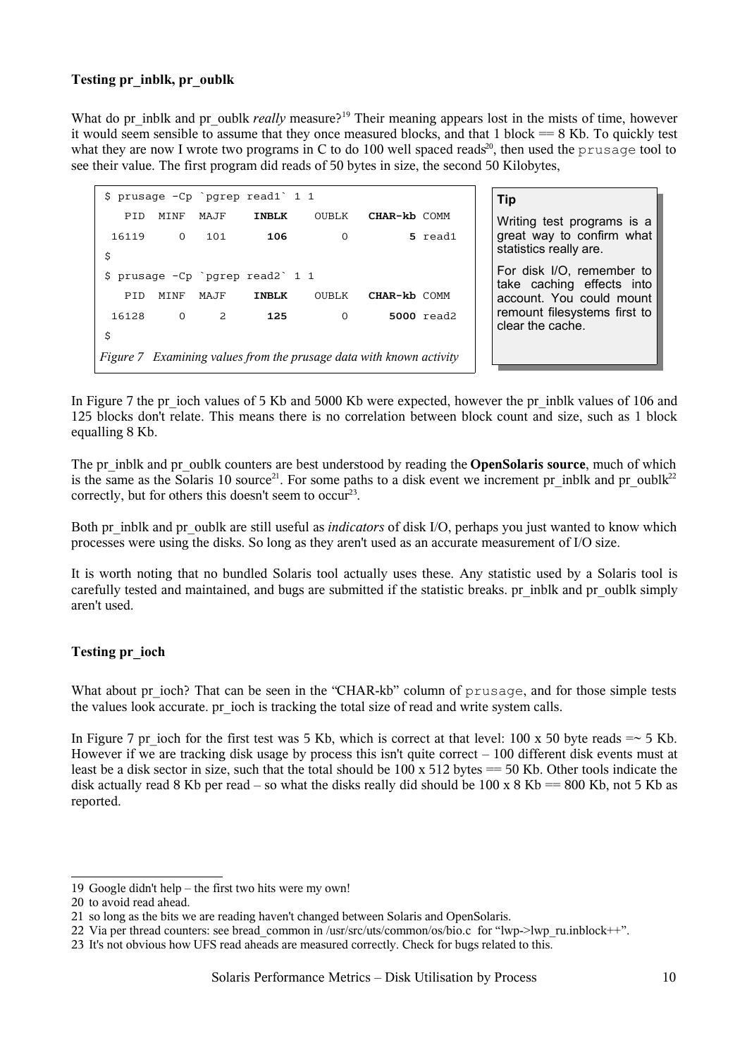**Testing pr_inblk, pr_oublk**

What do pr_inblk and pr_oublk *really* measure?[19] Their meaning appears lost in the mists of time, however it would seem sensible to assume that they once measured blocks, and that 1 block == 8 Kb. To quickly test what they are now I wrote two programs in C to do 100 well spaced reads[20], then used the `prusage` tool to see their value. The first program did reads of 50 bytes in size, the second 50 Kilobytes,

```
$ prusage -Cp `pgrep read1` 1 1
   PID  MINF  MAJF    INBLK    OUBLK   CHAR-kb COMM
 16119     0   101      106        0         5 read1
$
$ prusage -Cp `pgrep read2` 1 1
   PID  MINF  MAJF    INBLK    OUBLK   CHAR-kb COMM
 16128     0     2      125        0      5000 read2
$
```

*Figure 7 Examining values from the prusage data with known activity*

> **Tip**
>
> Writing test programs is a great way to confirm what statistics really are.
>
> For disk I/O, remember to take caching effects into account. You could mount remount filesystems first to clear the cache.

In Figure 7 the pr_ioch values of 5 Kb and 5000 Kb were expected, however the pr_inblk values of 106 and 125 blocks don't relate. This means there is no correlation between block count and size, such as 1 block equalling 8 Kb.

The pr_inblk and pr_oublk counters are best understood by reading the **OpenSolaris source**, much of which is the same as the Solaris 10 source[21]. For some paths to a disk event we increment pr_inblk and pr_oublk[22] correctly, but for others this doesn't seem to occur[23].

Both pr_inblk and pr_oublk are still useful as *indicators* of disk I/O, perhaps you just wanted to know which processes were using the disks. So long as they aren't used as an accurate measurement of I/O size.

It is worth noting that no bundled Solaris tool actually uses these. Any statistic used by a Solaris tool is carefully tested and maintained, and bugs are submitted if the statistic breaks. pr_inblk and pr_oublk simply aren't used.

**Testing pr_ioch**

What about pr_ioch? That can be seen in the "CHAR-kb" column of `prusage`, and for those simple tests the values look accurate. pr_ioch is tracking the total size of read and write system calls.

In Figure 7 pr_ioch for the first test was 5 Kb, which is correct at that level: 100 x 50 byte reads =~ 5 Kb. However if we are tracking disk usage by process this isn't quite correct – 100 different disk events must at least be a disk sector in size, such that the total should be 100 x 512 bytes == 50 Kb. Other tools indicate the disk actually read 8 Kb per read – so what the disks really did should be 100 x 8 Kb == 800 Kb, not 5 Kb as reported.

---

19 Google didn't help – the first two hits were my own!

20 to avoid read ahead.

21 so long as the bits we are reading haven't changed between Solaris and OpenSolaris.

22 Via per thread counters: see bread_common in /usr/src/uts/common/os/bio.c for "lwp->lwp_ru.inblock++".

23 It's not obvious how UFS read aheads are measured correctly. Check for bugs related to this.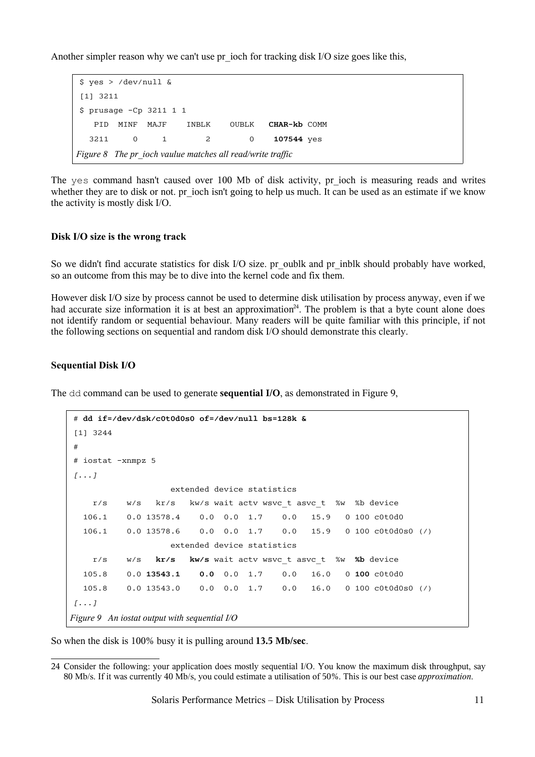Another simpler reason why we can't use pr_ioch for tracking disk I/O size goes like this,

```
$ yes > /dev/null &
[1] 3211
$ prusage -Cp 3211 1 1
   PID  MINF  MAJF    INBLK    OUBLK   CHAR-kb COMM
  3211     0     1        2        0    107544 yes
```

*Figure 8 The pr_ioch vaulue matches all read/write traffic*

The yes command hasn't caused over 100 Mb of disk activity, pr_ioch is measuring reads and writes whether they are to disk or not. pr_ioch isn't going to help us much. It can be used as an estimate if we know the activity is mostly disk I/O.

### Disk I/O size is the wrong track

So we didn't find accurate statistics for disk I/O size. pr_oublk and pr_inblk should probably have worked, so an outcome from this may be to dive into the kernel code and fix them.

However disk I/O size by process cannot be used to determine disk utilisation by process anyway, even if we had accurate size information it is at best an approximation[24]. The problem is that a byte count alone does not identify random or sequential behaviour. Many readers will be quite familiar with this principle, if not the following sections on sequential and random disk I/O should demonstrate this clearly.

### Sequential Disk I/O

The dd command can be used to generate **sequential I/O**, as demonstrated in Figure 9,

```
# dd if=/dev/dsk/c0t0d0s0 of=/dev/null bs=128k &
[1] 3244
#
# iostat -xnmpz 5
[...]
                    extended device statistics
    r/s    w/s   kr/s   kw/s wait actv wsvc_t asvc_t  %w  %b device
  106.1    0.0 13578.4    0.0  0.0  1.7    0.0   15.9   0 100 c0t0d0
  106.1    0.0 13578.6    0.0  0.0  1.7    0.0   15.9   0 100 c0t0d0s0 (/)
                    extended device statistics
    r/s    w/s   kr/s   kw/s wait actv wsvc_t asvc_t  %w  %b device
  105.8    0.0 13543.1    0.0  0.0  1.7    0.0   16.0   0 100 c0t0d0
  105.8    0.0 13543.0    0.0  0.0  1.7    0.0   16.0   0 100 c0t0d0s0 (/)
[...]
```

*Figure 9 An iostat output with sequential I/O*

So when the disk is 100% busy it is pulling around **13.5 Mb/sec**.

[24] Consider the following: your application does mostly sequential I/O. You know the maximum disk throughput, say 80 Mb/s. If it was currently 40 Mb/s, you could estimate a utilisation of 50%. This is our best case *approximation*.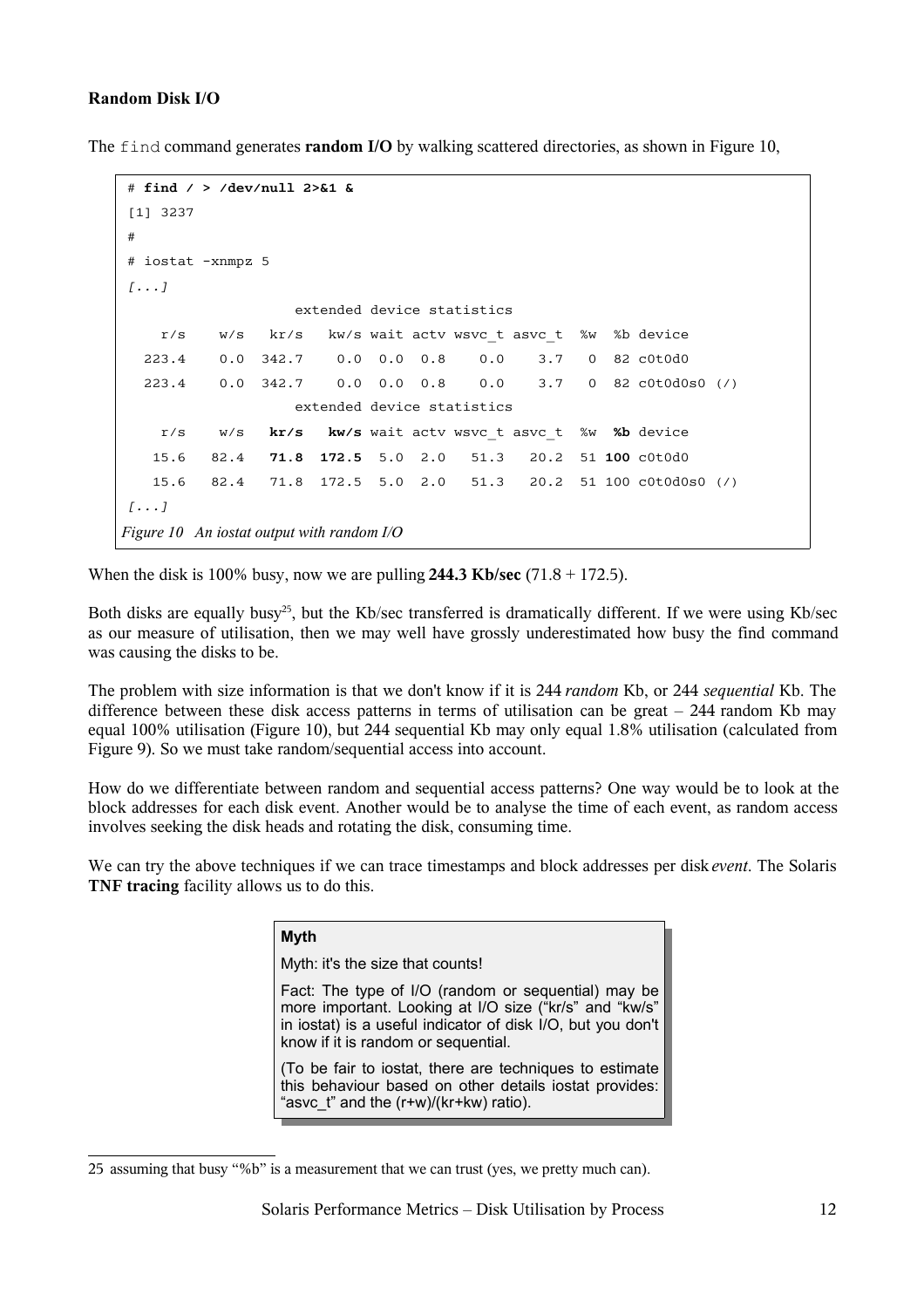**Random Disk I/O**

The `find` command generates **random I/O** by walking scattered directories, as shown in Figure 10,

```
# find / > /dev/null 2>&1 &
[1] 3237
#
# iostat -xnmpz 5
[...]
                    extended device statistics
    r/s    w/s   kr/s   kw/s wait actv wsvc_t asvc_t  %w  %b device
  223.4    0.0  342.7    0.0  0.0  0.8    0.0    3.7   0  82 c0t0d0
  223.4    0.0  342.7    0.0  0.0  0.8    0.0    3.7   0  82 c0t0d0s0 (/)
                    extended device statistics
    r/s    w/s   kr/s   kw/s wait actv wsvc_t asvc_t  %w  %b device
   15.6   82.4   71.8  172.5  5.0  2.0   51.3   20.2  51 100 c0t0d0
   15.6   82.4   71.8  172.5  5.0  2.0   51.3   20.2  51 100 c0t0d0s0 (/)
[...]
```

*Figure 10 An iostat output with random I/O*

When the disk is 100% busy, now we are pulling **244.3 Kb/sec** (71.8 + 172.5).

Both disks are equally busy[25], but the Kb/sec transferred is dramatically different. If we were using Kb/sec as our measure of utilisation, then we may well have grossly underestimated how busy the find command was causing the disks to be.

The problem with size information is that we don't know if it is 244 *random* Kb, or 244 *sequential* Kb. The difference between these disk access patterns in terms of utilisation can be great – 244 random Kb may equal 100% utilisation (Figure 10), but 244 sequential Kb may only equal 1.8% utilisation (calculated from Figure 9). So we must take random/sequential access into account.

How do we differentiate between random and sequential access patterns? One way would be to look at the block addresses for each disk event. Another would be to analyse the time of each event, as random access involves seeking the disk heads and rotating the disk, consuming time.

We can try the above techniques if we can trace timestamps and block addresses per disk *event*. The Solaris **TNF tracing** facility allows us to do this.

> **Myth**
>
> Myth: it's the size that counts!
>
> Fact: The type of I/O (random or sequential) may be more important. Looking at I/O size ("kr/s" and "kw/s" in iostat) is a useful indicator of disk I/O, but you don't know if it is random or sequential.
>
> (To be fair to iostat, there are techniques to estimate this behaviour based on other details iostat provides: "asvc_t" and the (r+w)/(kr+kw) ratio).

25 assuming that busy "%b" is a measurement that we can trust (yes, we pretty much can).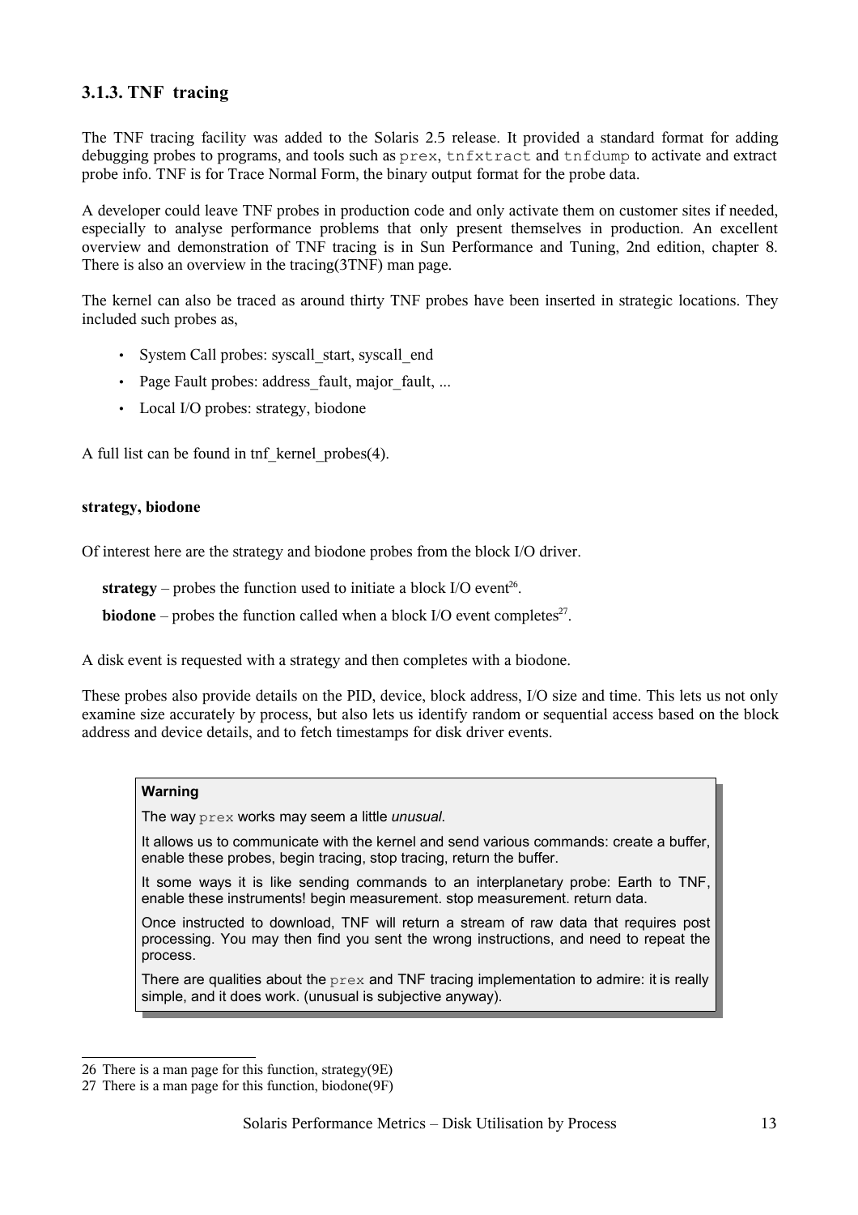### 3.1.3. TNF tracing

The TNF tracing facility was added to the Solaris 2.5 release. It provided a standard format for adding debugging probes to programs, and tools such as `prex`, `tnfxtract` and `tnfdump` to activate and extract probe info. TNF is for Trace Normal Form, the binary output format for the probe data.

A developer could leave TNF probes in production code and only activate them on customer sites if needed, especially to analyse performance problems that only present themselves in production. An excellent overview and demonstration of TNF tracing is in Sun Performance and Tuning, 2nd edition, chapter 8. There is also an overview in the tracing(3TNF) man page.

The kernel can also be traced as around thirty TNF probes have been inserted in strategic locations. They included such probes as,

- System Call probes: syscall_start, syscall_end
- Page Fault probes: address_fault, major_fault, ...
- Local I/O probes: strategy, biodone

A full list can be found in tnf_kernel_probes(4).

#### strategy, biodone

Of interest here are the strategy and biodone probes from the block I/O driver.

**strategy** – probes the function used to initiate a block I/O event[26].

**biodone** – probes the function called when a block I/O event completes[27].

A disk event is requested with a strategy and then completes with a biodone.

These probes also provide details on the PID, device, block address, I/O size and time. This lets us not only examine size accurately by process, but also lets us identify random or sequential access based on the block address and device details, and to fetch timestamps for disk driver events.

> **Warning**
>
> The way `prex` works may seem a little *unusual*.
>
> It allows us to communicate with the kernel and send various commands: create a buffer, enable these probes, begin tracing, stop tracing, return the buffer.
>
> It some ways it is like sending commands to an interplanetary probe: Earth to TNF, enable these instruments! begin measurement. stop measurement. return data.
>
> Once instructed to download, TNF will return a stream of raw data that requires post processing. You may then find you sent the wrong instructions, and need to repeat the process.
>
> There are qualities about the `prex` and TNF tracing implementation to admire: it is really simple, and it does work. (unusual is subjective anyway).

---

26 There is a man page for this function, strategy(9E)

27 There is a man page for this function, biodone(9F)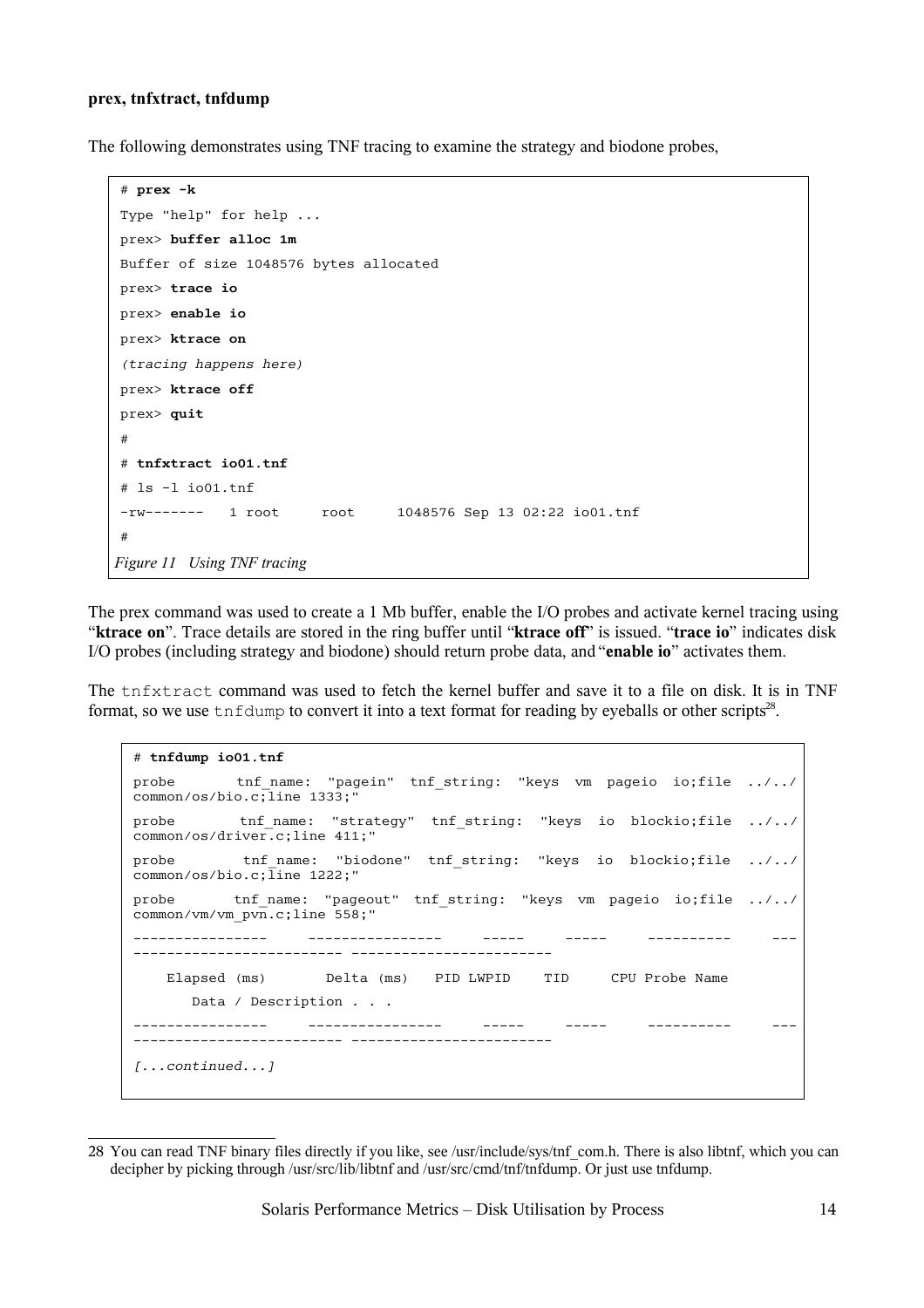**prex, tnfxtract, tnfdump**

The following demonstrates using TNF tracing to examine the strategy and biodone probes,

```
# prex -k
Type "help" for help ...
prex> buffer alloc 1m
Buffer of size 1048576 bytes allocated
prex> trace io
prex> enable io
prex> ktrace on
(tracing happens here)
prex> ktrace off
prex> quit
#
# tnfxtract io01.tnf
# ls -l io01.tnf
-rw-------   1 root     root     1048576 Sep 13 02:22 io01.tnf
#
```

*Figure 11 Using TNF tracing*

The prex command was used to create a 1 Mb buffer, enable the I/O probes and activate kernel tracing using "**ktrace on**". Trace details are stored in the ring buffer until "**ktrace off**" is issued. "**trace io**" indicates disk I/O probes (including strategy and biodone) should return probe data, and "**enable io**" activates them.

The `tnfxtract` command was used to fetch the kernel buffer and save it to a file on disk. It is in TNF format, so we use `tnfdump` to convert it into a text format for reading by eyeballs or other scripts[28].

```
# tnfdump io01.tnf
probe       tnf_name:  "pagein"  tnf_string:  "keys  vm  pageio  io;file  ../../
common/os/bio.c;line 1333;"
probe       tnf_name:  "strategy"  tnf_string:  "keys  io  blockio;file  ../../
common/os/driver.c;line 411;"
probe       tnf_name:  "biodone"  tnf_string:  "keys  io  blockio;file  ../../
common/os/bio.c;line 1222;"
probe       tnf_name:  "pageout"  tnf_string:  "keys  vm  pageio  io;file  ../../
common/vm/vm_pvn.c;line 558;"
----------------     ----------------     -----     -----     ----------     ---
------------------------- ------------------------
    Elapsed (ms)       Delta (ms)   PID LWPID    TID     CPU Probe Name
       Data / Description . . .
----------------     ----------------     -----     -----     ----------     ---
------------------------- ------------------------
[...continued...]
```

28 You can read TNF binary files directly if you like, see /usr/include/sys/tnf_com.h. There is also libtnf, which you can decipher by picking through /usr/src/lib/libtnf and /usr/src/cmd/tnf/tnfdump. Or just use tnfdump.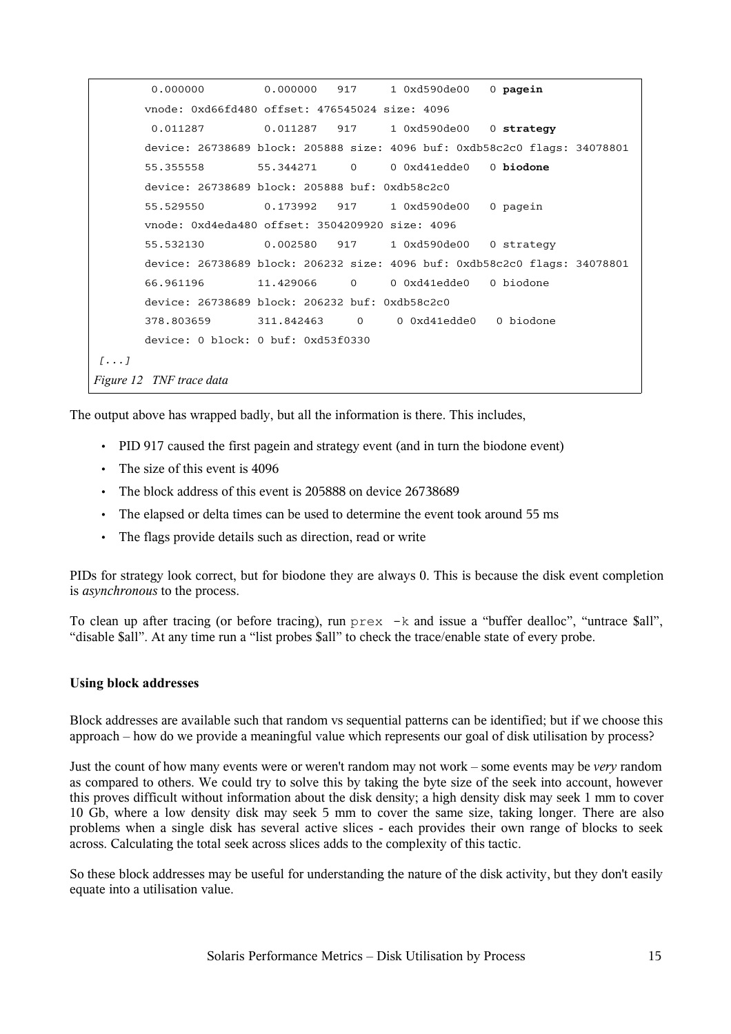```
 0.000000         0.000000   917     1 0xd590de00   0 pagein
        vnode: 0xd66fd480 offset: 476545024 size: 4096
 0.011287         0.011287   917     1 0xd590de00   0 strategy
        device: 26738689 block: 205888 size: 4096 buf: 0xdb58c2c0 flags: 34078801
        55.355558        55.344271     0     0 0xd41edde0   0 biodone
        device: 26738689 block: 205888 buf: 0xdb58c2c0
        55.529550         0.173992   917     1 0xd590de00   0 pagein
        vnode: 0xd4eda480 offset: 3504209920 size: 4096
        55.532130         0.002580   917     1 0xd590de00   0 strategy
        device: 26738689 block: 206232 size: 4096 buf: 0xdb58c2c0 flags: 34078801
        66.961196        11.429066     0     0 0xd41edde0   0 biodone
        device: 26738689 block: 206232 buf: 0xdb58c2c0
        378.803659       311.842463     0     0 0xd41edde0   0 biodone
        device: 0 block: 0 buf: 0xd53f0330
[...]
```

*Figure 12 TNF trace data*

The output above has wrapped badly, but all the information is there. This includes,

- PID 917 caused the first pagein and strategy event (and in turn the biodone event)
- The size of this event is 4096
- The block address of this event is 205888 on device 26738689
- The elapsed or delta times can be used to determine the event took around 55 ms
- The flags provide details such as direction, read or write

PIDs for strategy look correct, but for biodone they are always 0. This is because the disk event completion is *asynchronous* to the process.

To clean up after tracing (or before tracing), run `prex -k` and issue a "buffer dealloc", "untrace $all", "disable $all". At any time run a "list probes $all" to check the trace/enable state of every probe.

### Using block addresses

Block addresses are available such that random vs sequential patterns can be identified; but if we choose this approach – how do we provide a meaningful value which represents our goal of disk utilisation by process?

Just the count of how many events were or weren't random may not work – some events may be *very* random as compared to others. We could try to solve this by taking the byte size of the seek into account, however this proves difficult without information about the disk density; a high density disk may seek 1 mm to cover 10 Gb, where a low density disk may seek 5 mm to cover the same size, taking longer. There are also problems when a single disk has several active slices - each provides their own range of blocks to seek across. Calculating the total seek across slices adds to the complexity of this tactic.

So these block addresses may be useful for understanding the nature of the disk activity, but they don't easily equate into a utilisation value.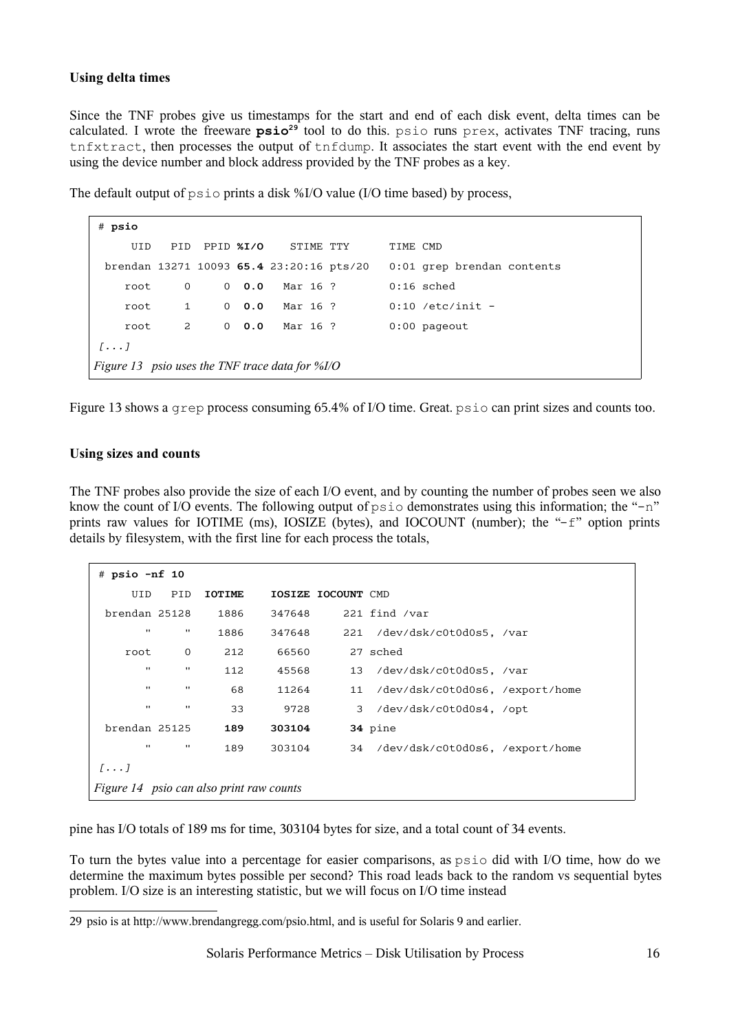### Using delta times

Since the TNF probes give us timestamps for the start and end of each disk event, delta times can be calculated. I wrote the freeware **psio**[29] tool to do this. psio runs prex, activates TNF tracing, runs tnfxtract, then processes the output of tnfdump. It associates the start event with the end event by using the device number and block address provided by the TNF probes as a key.

The default output of psio prints a disk %I/O value (I/O time based) by process,

```
# psio
     UID   PID  PPID %I/O    STIME TTY      TIME CMD
 brendan 13271 10093 65.4 23:20:16 pts/20   0:01 grep brendan contents
    root     0     0  0.0   Mar 16 ?        0:16 sched
    root     1     0  0.0   Mar 16 ?        0:10 /etc/init -
    root     2     0  0.0   Mar 16 ?        0:00 pageout
[...]
```

*Figure 13 psio uses the TNF trace data for %I/O*

Figure 13 shows a grep process consuming 65.4% of I/O time. Great. psio can print sizes and counts too.

### Using sizes and counts

The TNF probes also provide the size of each I/O event, and by counting the number of probes seen we also know the count of I/O events. The following output of psio demonstrates using this information; the "-n" prints raw values for IOTIME (ms), IOSIZE (bytes), and IOCOUNT (number); the "-f" option prints details by filesystem, with the first line for each process the totals,

```
# psio -nf 10
     UID   PID  IOTIME    IOSIZE IOCOUNT CMD
 brendan 25128    1886    347648     221 find /var
       "     "    1886    347648     221  /dev/dsk/c0t0d0s5, /var
    root     0     212     66560      27 sched
       "     "     112     45568      13  /dev/dsk/c0t0d0s5, /var
       "     "      68     11264      11  /dev/dsk/c0t0d0s6, /export/home
       "     "      33      9728       3  /dev/dsk/c0t0d0s4, /opt
 brendan 25125     189    303104      34 pine
       "     "     189    303104      34  /dev/dsk/c0t0d0s6, /export/home
[...]
```

*Figure 14 psio can also print raw counts*

pine has I/O totals of 189 ms for time, 303104 bytes for size, and a total count of 34 events.

To turn the bytes value into a percentage for easier comparisons, as psio did with I/O time, how do we determine the maximum bytes possible per second? This road leads back to the random vs sequential bytes problem. I/O size is an interesting statistic, but we will focus on I/O time instead

29 psio is at http://www.brendangregg.com/psio.html, and is useful for Solaris 9 and earlier.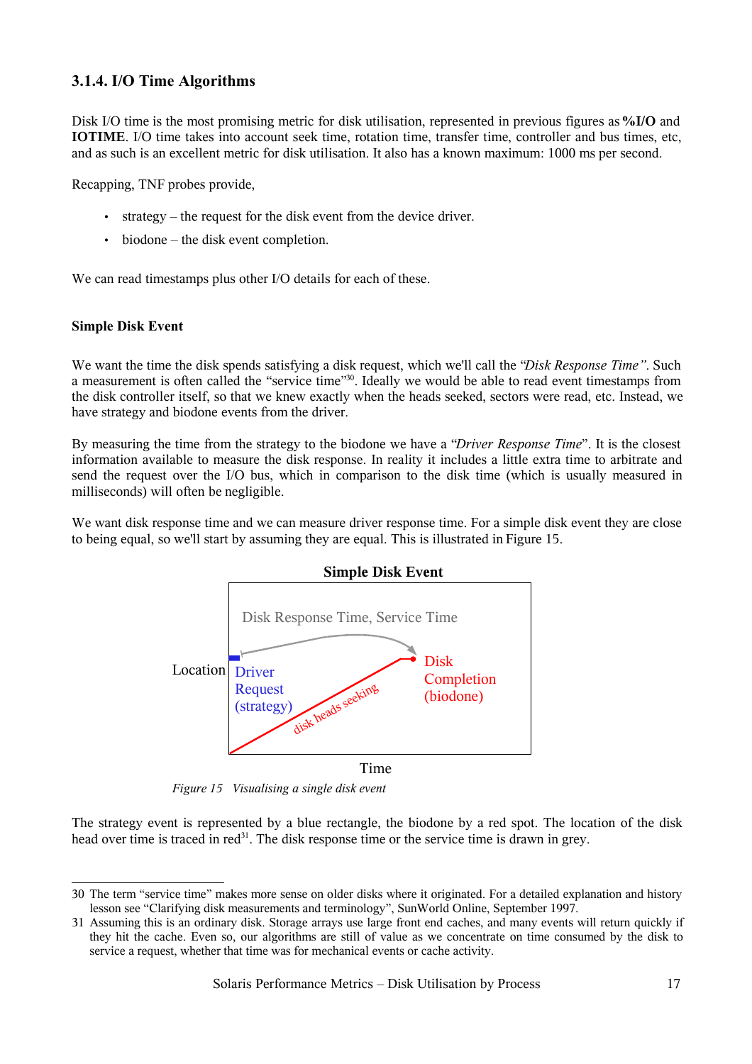### 3.1.4. I/O Time Algorithms

Disk I/O time is the most promising metric for disk utilisation, represented in previous figures as **%I/O** and **IOTIME**. I/O time takes into account seek time, rotation time, transfer time, controller and bus times, etc, and as such is an excellent metric for disk utilisation. It also has a known maximum: 1000 ms per second.

Recapping, TNF probes provide,

- strategy – the request for the disk event from the device driver.
- biodone – the disk event completion.

We can read timestamps plus other I/O details for each of these.

#### Simple Disk Event

We want the time the disk spends satisfying a disk request, which we'll call the "*Disk Response Time*". Such a measurement is often called the "service time"[30]. Ideally we would be able to read event timestamps from the disk controller itself, so that we knew exactly when the heads seeked, sectors were read, etc. Instead, we have strategy and biodone events from the driver.

By measuring the time from the strategy to the biodone we have a "*Driver Response Time*". It is the closest information available to measure the disk response. In reality it includes a little extra time to arbitrate and send the request over the I/O bus, which in comparison to the disk time (which is usually measured in milliseconds) will often be negligible.

We want disk response time and we can measure driver response time. For a simple disk event they are close to being equal, so we'll start by assuming they are equal. This is illustrated in Figure 15.

**Simple Disk Event**

Disk Response Time, Service Time

Location

Driver Request (strategy)

disk heads seeking

Disk Completion (biodone)

Time

*Figure 15 Visualising a single disk event*

The strategy event is represented by a blue rectangle, the biodone by a red spot. The location of the disk head over time is traced in red[31]. The disk response time or the service time is drawn in grey.

30 The term "service time" makes more sense on older disks where it originated. For a detailed explanation and history lesson see "Clarifying disk measurements and terminology", SunWorld Online, September 1997.

31 Assuming this is an ordinary disk. Storage arrays use large front end caches, and many events will return quickly if they hit the cache. Even so, our algorithms are still of value as we concentrate on time consumed by the disk to service a request, whether that time was for mechanical events or cache activity.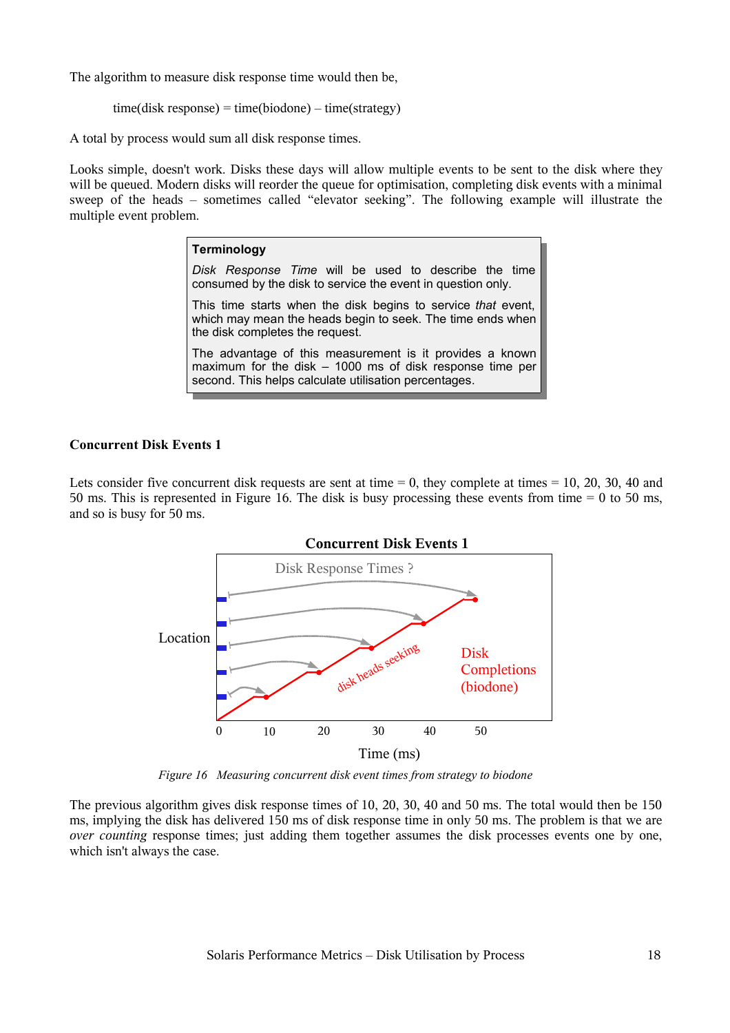The algorithm to measure disk response time would then be,

time(disk response) = time(biodone) – time(strategy)

A total by process would sum all disk response times.

Looks simple, doesn't work. Disks these days will allow multiple events to be sent to the disk where they will be queued. Modern disks will reorder the queue for optimisation, completing disk events with a minimal sweep of the heads – sometimes called “elevator seeking”. The following example will illustrate the multiple event problem.

> **Terminology**
>
> *Disk Response Time* will be used to describe the time consumed by the disk to service the event in question only.
>
> This time starts when the disk begins to service *that* event, which may mean the heads begin to seek. The time ends when the disk completes the request.
>
> The advantage of this measurement is it provides a known maximum for the disk – 1000 ms of disk response time per second. This helps calculate utilisation percentages.

### Concurrent Disk Events 1

Lets consider five concurrent disk requests are sent at time = 0, they complete at times = 10, 20, 30, 40 and 50 ms. This is represented in Figure 16. The disk is busy processing these events from time = 0 to 50 ms, and so is busy for 50 ms.

*Figure 16 Measuring concurrent disk event times from strategy to biodone*

The previous algorithm gives disk response times of 10, 20, 30, 40 and 50 ms. The total would then be 150 ms, implying the disk has delivered 150 ms of disk response time in only 50 ms. The problem is that we are *over counting* response times; just adding them together assumes the disk processes events one by one, which isn't always the case.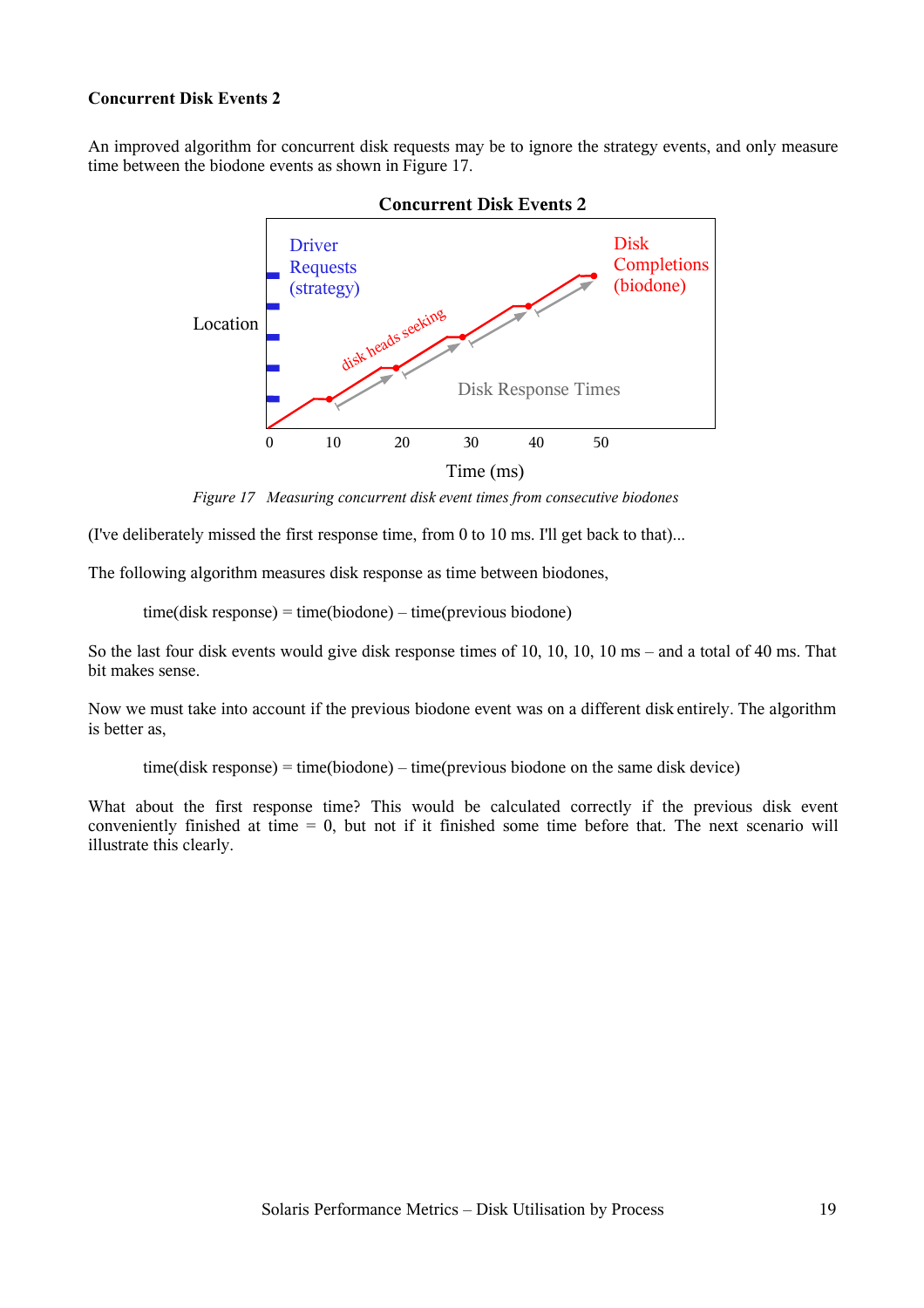**Concurrent Disk Events 2**

An improved algorithm for concurrent disk requests may be to ignore the strategy events, and only measure time between the biodone events as shown in Figure 17.

*Figure 17 Measuring concurrent disk event times from consecutive biodones*

(I've deliberately missed the first response time, from 0 to 10 ms. I'll get back to that)...

The following algorithm measures disk response as time between biodones,

> time(disk response) = time(biodone) – time(previous biodone)

So the last four disk events would give disk response times of 10, 10, 10, 10 ms – and a total of 40 ms. That bit makes sense.

Now we must take into account if the previous biodone event was on a different disk entirely. The algorithm is better as,

> time(disk response) = time(biodone) – time(previous biodone on the same disk device)

What about the first response time? This would be calculated correctly if the previous disk event conveniently finished at time = 0, but not if it finished some time before that. The next scenario will illustrate this clearly.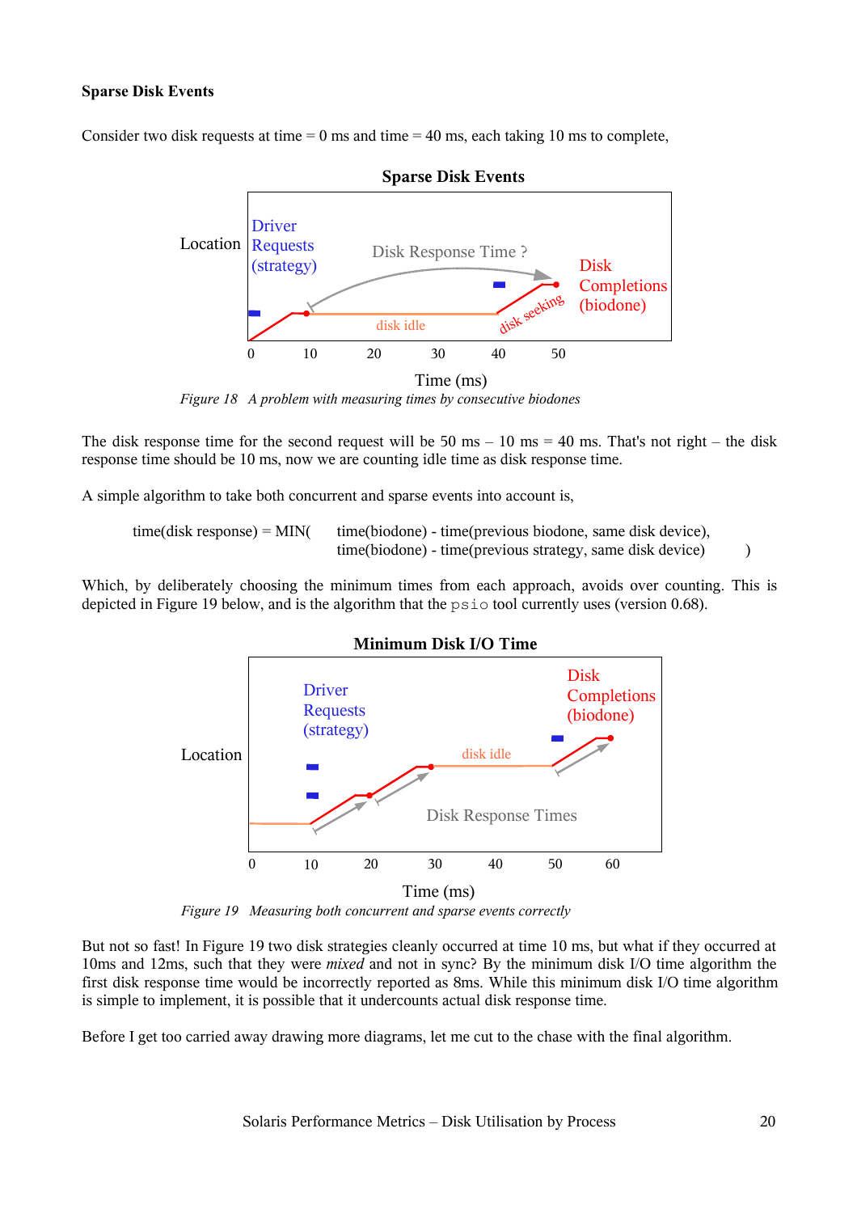**Sparse Disk Events**

Consider two disk requests at time = 0 ms and time = 40 ms, each taking 10 ms to complete,

*Figure 18 A problem with measuring times by consecutive biodones*

The disk response time for the second request will be 50 ms – 10 ms = 40 ms. That's not right – the disk response time should be 10 ms, now we are counting idle time as disk response time.

A simple algorithm to take both concurrent and sparse events into account is,

time(disk response) = MIN( time(biodone) - time(previous biodone, same disk device),
time(biodone) - time(previous strategy, same disk device) )

Which, by deliberately choosing the minimum times from each approach, avoids over counting. This is depicted in Figure 19 below, and is the algorithm that the `psio` tool currently uses (version 0.68).

*Figure 19 Measuring both concurrent and sparse events correctly*

But not so fast! In Figure 19 two disk strategies cleanly occurred at time 10 ms, but what if they occurred at 10ms and 12ms, such that they were *mixed* and not in sync? By the minimum disk I/O time algorithm the first disk response time would be incorrectly reported as 8ms. While this minimum disk I/O time algorithm is simple to implement, it is possible that it undercounts actual disk response time.

Before I get too carried away drawing more diagrams, let me cut to the chase with the final algorithm.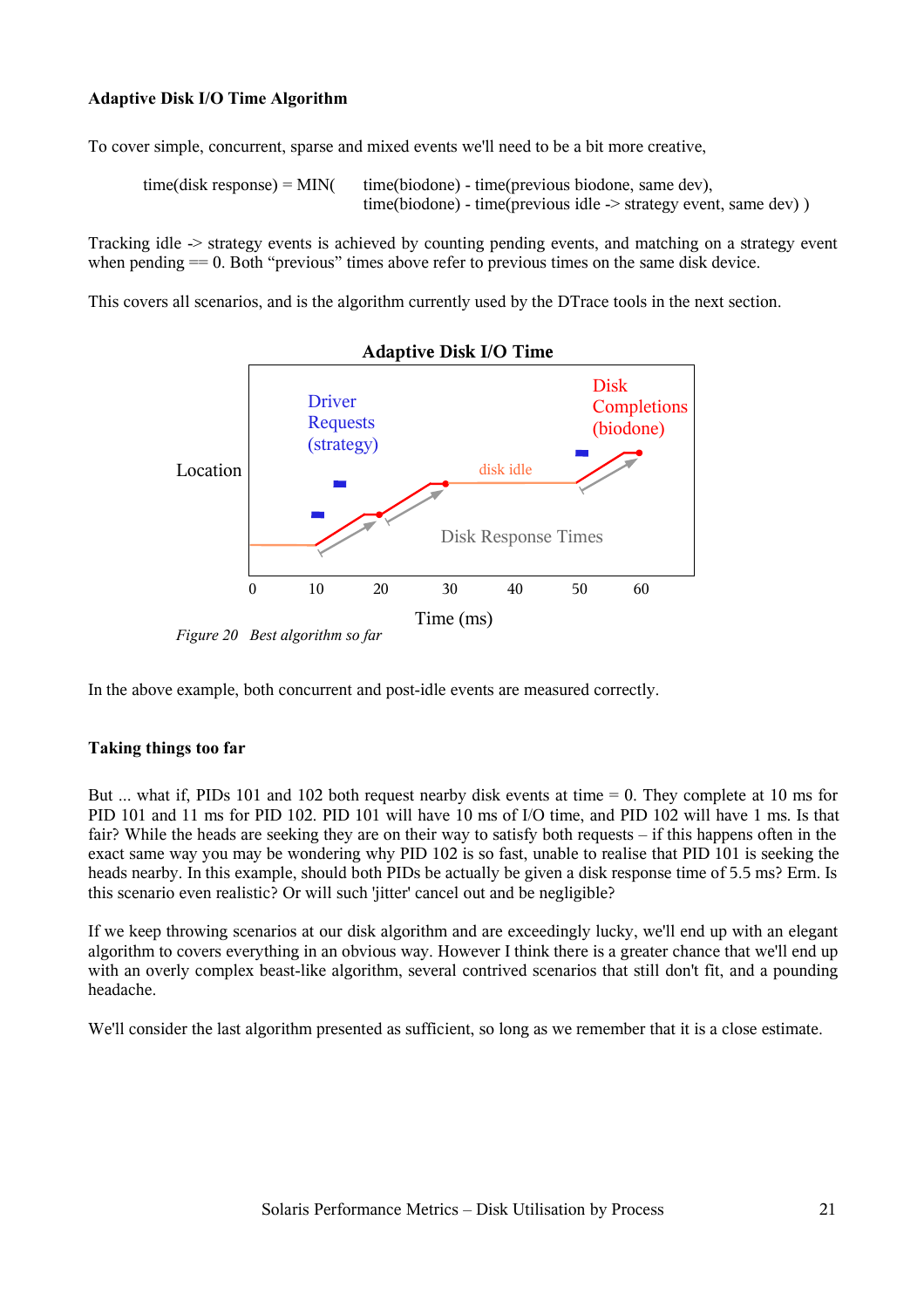**Adaptive Disk I/O Time Algorithm**

To cover simple, concurrent, sparse and mixed events we'll need to be a bit more creative,

time(disk response) = MIN( time(biodone) - time(previous biodone, same dev),
time(biodone) - time(previous idle -> strategy event, same dev) )

Tracking idle -> strategy events is achieved by counting pending events, and matching on a strategy event when pending == 0. Both “previous” times above refer to previous times on the same disk device.

This covers all scenarios, and is the algorithm currently used by the DTrace tools in the next section.

*Figure 20 Best algorithm so far*

In the above example, both concurrent and post-idle events are measured correctly.

**Taking things too far**

But ... what if, PIDs 101 and 102 both request nearby disk events at time = 0. They complete at 10 ms for PID 101 and 11 ms for PID 102. PID 101 will have 10 ms of I/O time, and PID 102 will have 1 ms. Is that fair? While the heads are seeking they are on their way to satisfy both requests – if this happens often in the exact same way you may be wondering why PID 102 is so fast, unable to realise that PID 101 is seeking the heads nearby. In this example, should both PIDs be actually be given a disk response time of 5.5 ms? Erm. Is this scenario even realistic? Or will such 'jitter' cancel out and be negligible?

If we keep throwing scenarios at our disk algorithm and are exceedingly lucky, we'll end up with an elegant algorithm to covers everything in an obvious way. However I think there is a greater chance that we'll end up with an overly complex beast-like algorithm, several contrived scenarios that still don't fit, and a pounding headache.

We'll consider the last algorithm presented as sufficient, so long as we remember that it is a close estimate.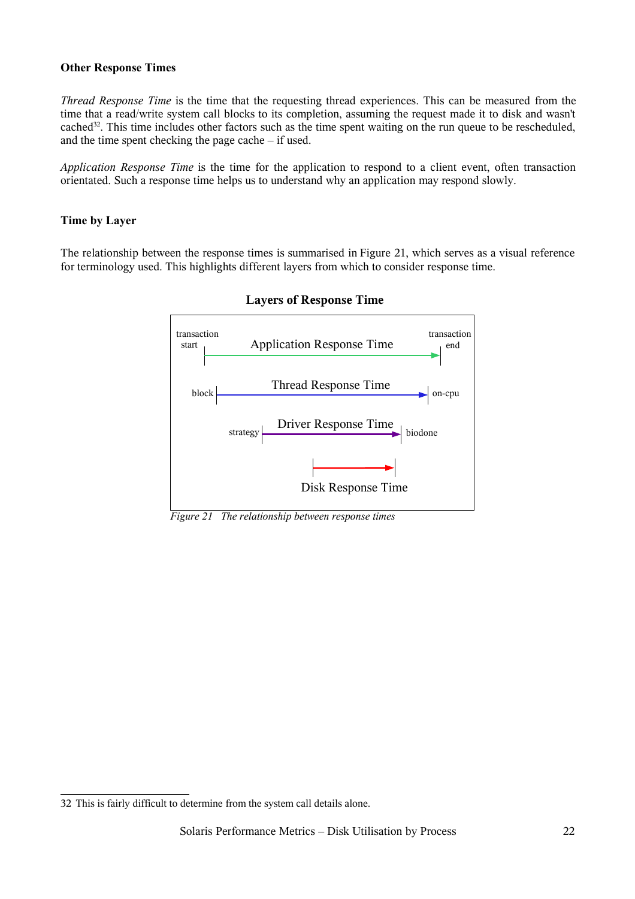**Other Response Times**

*Thread Response Time* is the time that the requesting thread experiences. This can be measured from the time that a read/write system call blocks to its completion, assuming the request made it to disk and wasn't cached[32]. This time includes other factors such as the time spent waiting on the run queue to be rescheduled, and the time spent checking the page cache – if used.

*Application Response Time* is the time for the application to respond to a client event, often transaction orientated. Such a response time helps us to understand why an application may respond slowly.

**Time by Layer**

The relationship between the response times is summarised in Figure 21, which serves as a visual reference for terminology used. This highlights different layers from which to consider response time.

**Layers of Response Time**

transaction start — Application Response Time — transaction end

block — Thread Response Time — on-cpu

strategy — Driver Response Time — biodone

Disk Response Time

*Figure 21 The relationship between response times*

32 This is fairly difficult to determine from the system call details alone.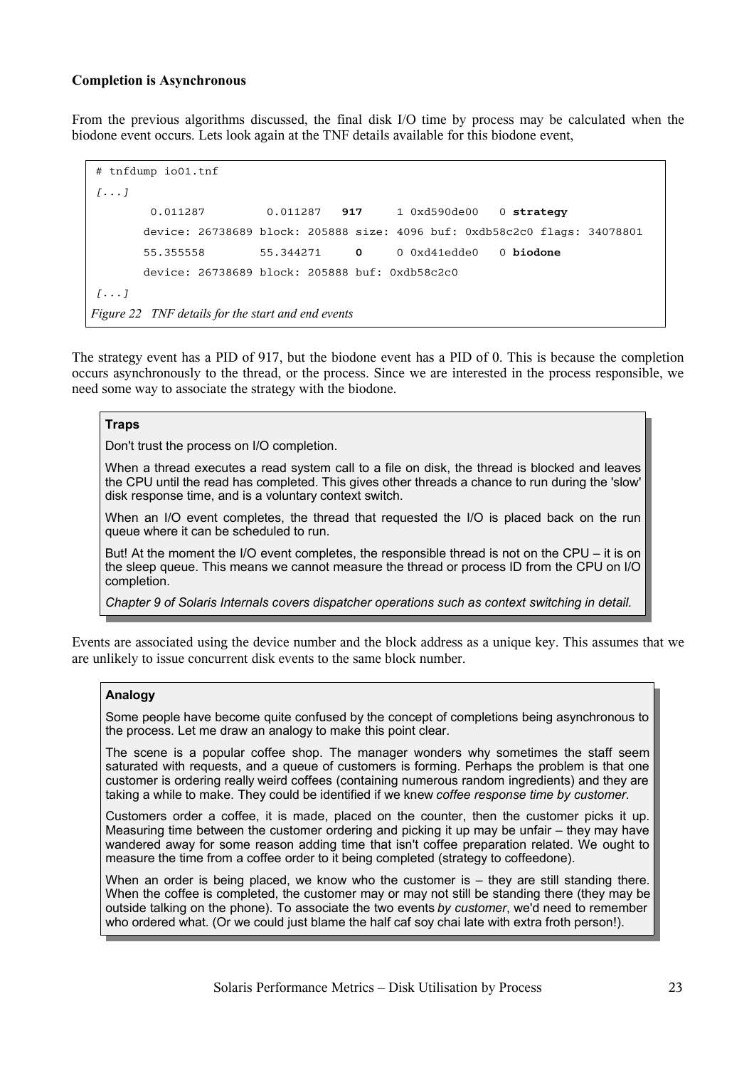**Completion is Asynchronous**

From the previous algorithms discussed, the final disk I/O time by process may be calculated when the biodone event occurs. Lets look again at the TNF details available for this biodone event,

```
# tnfdump io01.tnf
[...]
        0.011287         0.011287   917     1 0xd590de00   0 strategy
       device: 26738689 block: 205888 size: 4096 buf: 0xdb58c2c0 flags: 34078801
       55.355558        55.344271     0     0 0xd41edde0   0 biodone
       device: 26738689 block: 205888 buf: 0xdb58c2c0
[...]
```

*Figure 22   TNF details for the start and end events*

The strategy event has a PID of 917, but the biodone event has a PID of 0. This is because the completion occurs asynchronously to the thread, or the process. Since we are interested in the process responsible, we need some way to associate the strategy with the biodone.

> **Traps**
>
> Don't trust the process on I/O completion.
>
> When a thread executes a read system call to a file on disk, the thread is blocked and leaves the CPU until the read has completed. This gives other threads a chance to run during the 'slow' disk response time, and is a voluntary context switch.
>
> When an I/O event completes, the thread that requested the I/O is placed back on the run queue where it can be scheduled to run.
>
> But! At the moment the I/O event completes, the responsible thread is not on the CPU – it is on the sleep queue. This means we cannot measure the thread or process ID from the CPU on I/O completion.
>
> *Chapter 9 of Solaris Internals covers dispatcher operations such as context switching in detail.*

Events are associated using the device number and the block address as a unique key. This assumes that we are unlikely to issue concurrent disk events to the same block number.

> **Analogy**
>
> Some people have become quite confused by the concept of completions being asynchronous to the process. Let me draw an analogy to make this point clear.
>
> The scene is a popular coffee shop. The manager wonders why sometimes the staff seem saturated with requests, and a queue of customers is forming. Perhaps the problem is that one customer is ordering really weird coffees (containing numerous random ingredients) and they are taking a while to make. They could be identified if we knew *coffee response time by customer*.
>
> Customers order a coffee, it is made, placed on the counter, then the customer picks it up. Measuring time between the customer ordering and picking it up may be unfair – they may have wandered away for some reason adding time that isn't coffee preparation related. We ought to measure the time from a coffee order to it being completed (strategy to coffeedone).
>
> When an order is being placed, we know who the customer is – they are still standing there. When the coffee is completed, the customer may or may not still be standing there (they may be outside talking on the phone). To associate the two events *by customer*, we'd need to remember who ordered what. (Or we could just blame the half caf soy chai late with extra froth person!).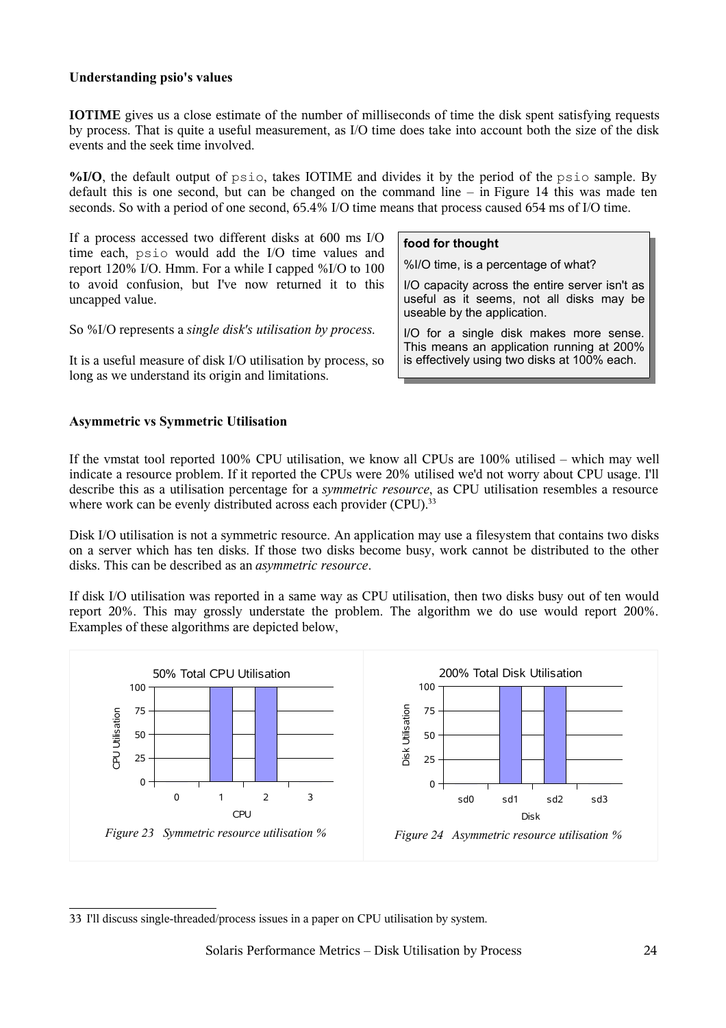**Understanding psio's values**

**IOTIME** gives us a close estimate of the number of milliseconds of time the disk spent satisfying requests by process. That is quite a useful measurement, as I/O time does take into account both the size of the disk events and the seek time involved.

**%I/O**, the default output of `psio`, takes IOTIME and divides it by the period of the `psio` sample. By default this is one second, but can be changed on the command line – in Figure 14 this was made ten seconds. So with a period of one second, 65.4% I/O time means that process caused 654 ms of I/O time.

If a process accessed two different disks at 600 ms I/O time each, `psio` would add the I/O time values and report 120% I/O. Hmm. For a while I capped %I/O to 100 to avoid confusion, but I've now returned it to this uncapped value.

So %I/O represents a *single disk's utilisation by process.*

It is a useful measure of disk I/O utilisation by process, so long as we understand its origin and limitations.

> **food for thought**
>
> %I/O time, is a percentage of what?
>
> I/O capacity across the entire server isn't as useful as it seems, not all disks may be useable by the application.
>
> I/O for a single disk makes more sense. This means an application running at 200% is effectively using two disks at 100% each.

**Asymmetric vs Symmetric Utilisation**

If the vmstat tool reported 100% CPU utilisation, we know all CPUs are 100% utilised – which may well indicate a resource problem. If it reported the CPUs were 20% utilised we'd not worry about CPU usage. I'll describe this as a utilisation percentage for a *symmetric resource*, as CPU utilisation resembles a resource where work can be evenly distributed across each provider (CPU).[33]

Disk I/O utilisation is not a symmetric resource. An application may use a filesystem that contains two disks on a server which has ten disks. If those two disks become busy, work cannot be distributed to the other disks. This can be described as an *asymmetric resource*.

If disk I/O utilisation was reported in a same way as CPU utilisation, then two disks busy out of ten would report 20%. This may grossly understate the problem. The algorithm we do use would report 200%. Examples of these algorithms are depicted below,

50% Total CPU Utilisation

| CPU | CPU Utilisation |
|---|---|
| 0 | 0 |
| 1 | 100 |
| 2 | 100 |
| 3 | 0 |

*Figure 23 Symmetric resource utilisation %*

200% Total Disk Utilisation

| Disk | Disk Utilisation |
|---|---|
| sd0 | 0 |
| sd1 | 100 |
| sd2 | 100 |
| sd3 | 0 |

*Figure 24 Asymmetric resource utilisation %*

33 I'll discuss single-threaded/process issues in a paper on CPU utilisation by system.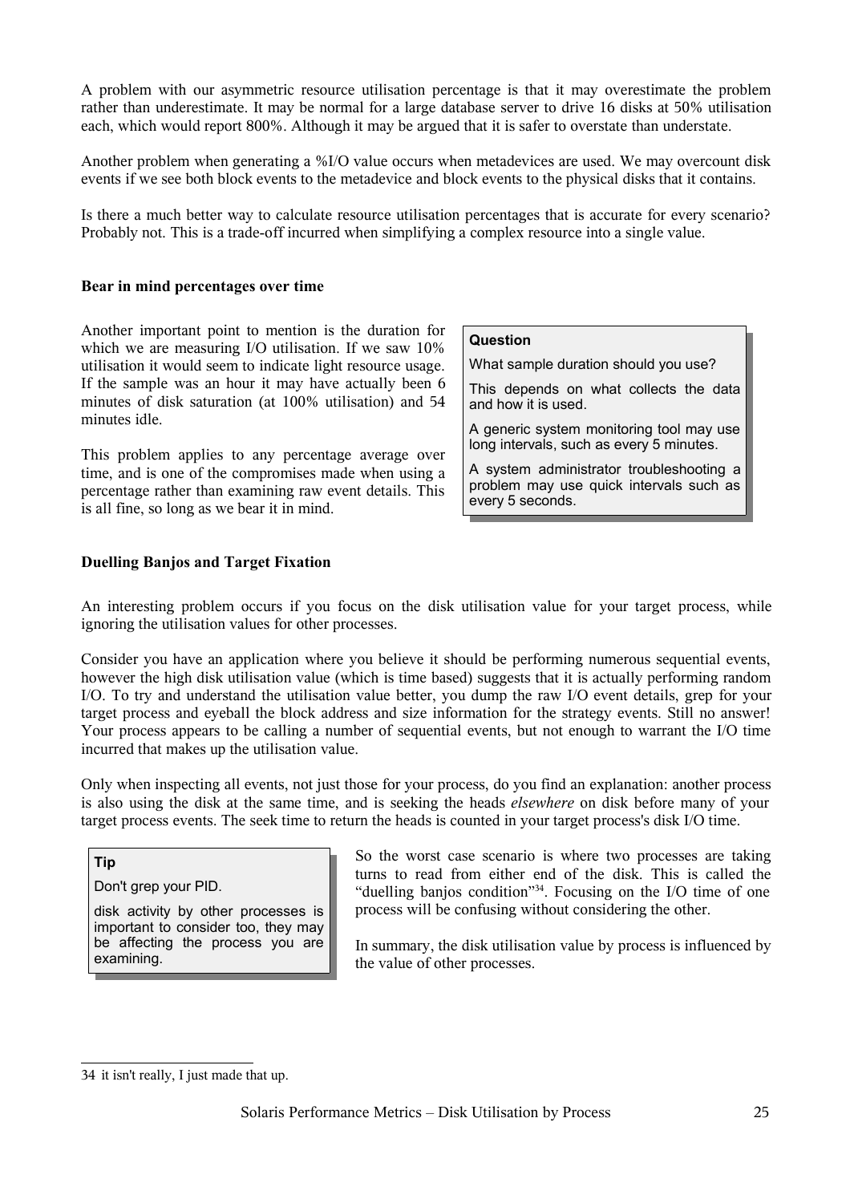A problem with our asymmetric resource utilisation percentage is that it may overestimate the problem rather than underestimate. It may be normal for a large database server to drive 16 disks at 50% utilisation each, which would report 800%. Although it may be argued that it is safer to overstate than understate.

Another problem when generating a %I/O value occurs when metadevices are used. We may overcount disk events if we see both block events to the metadevice and block events to the physical disks that it contains.

Is there a much better way to calculate resource utilisation percentages that is accurate for every scenario? Probably not. This is a trade-off incurred when simplifying a complex resource into a single value.

**Bear in mind percentages over time**

Another important point to mention is the duration for which we are measuring I/O utilisation. If we saw 10% utilisation it would seem to indicate light resource usage. If the sample was an hour it may have actually been 6 minutes of disk saturation (at 100% utilisation) and 54 minutes idle.

This problem applies to any percentage average over time, and is one of the compromises made when using a percentage rather than examining raw event details. This is all fine, so long as we bear it in mind.

> **Question**
>
> What sample duration should you use?
>
> This depends on what collects the data and how it is used.
>
> A generic system monitoring tool may use long intervals, such as every 5 minutes.
>
> A system administrator troubleshooting a problem may use quick intervals such as every 5 seconds.

**Duelling Banjos and Target Fixation**

An interesting problem occurs if you focus on the disk utilisation value for your target process, while ignoring the utilisation values for other processes.

Consider you have an application where you believe it should be performing numerous sequential events, however the high disk utilisation value (which is time based) suggests that it is actually performing random I/O. To try and understand the utilisation value better, you dump the raw I/O event details, grep for your target process and eyeball the block address and size information for the strategy events. Still no answer! Your process appears to be calling a number of sequential events, but not enough to warrant the I/O time incurred that makes up the utilisation value.

Only when inspecting all events, not just those for your process, do you find an explanation: another process is also using the disk at the same time, and is seeking the heads *elsewhere* on disk before many of your target process events. The seek time to return the heads is counted in your target process's disk I/O time.

> **Tip**
>
> Don't grep your PID.
>
> disk activity by other processes is important to consider too, they may be affecting the process you are examining.

So the worst case scenario is where two processes are taking turns to read from either end of the disk. This is called the "duelling banjos condition"[34]. Focusing on the I/O time of one process will be confusing without considering the other.

In summary, the disk utilisation value by process is influenced by the value of other processes.

---

[34] it isn't really, I just made that up.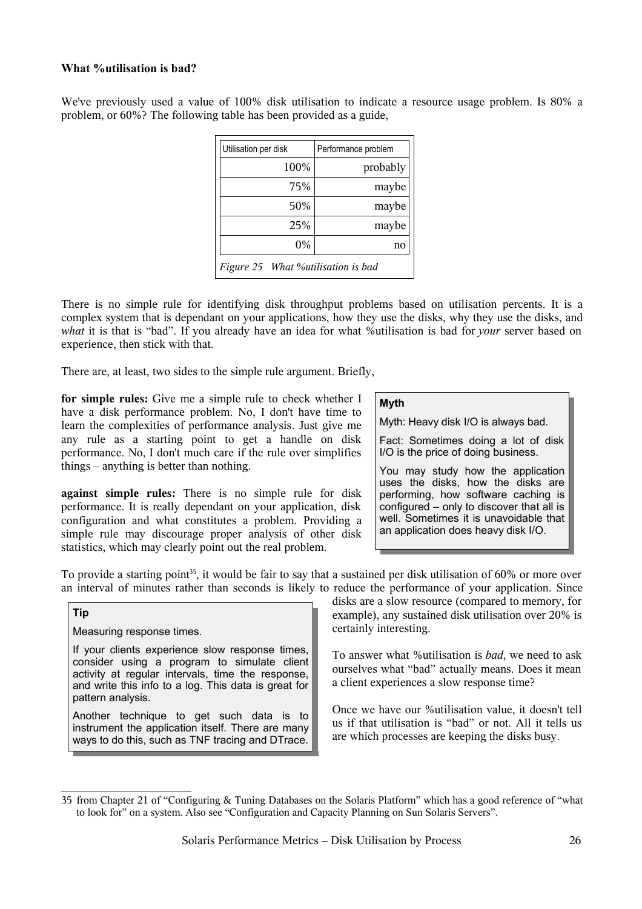**What %utilisation is bad?**

We've previously used a value of 100% disk utilisation to indicate a resource usage problem. Is 80% a problem, or 60%? The following table has been provided as a guide,

| Utilisation per disk | Performance problem |
|---|---|
| 100% | probably |
| 75% | maybe |
| 50% | maybe |
| 25% | maybe |
| 0% | no |

*Figure 25 What %utilisation is bad*

There is no simple rule for identifying disk throughput problems based on utilisation percents. It is a complex system that is dependant on your applications, how they use the disks, why they use the disks, and *what* it is that is "bad". If you already have an idea for what %utilisation is bad for *your* server based on experience, then stick with that.

There are, at least, two sides to the simple rule argument. Briefly,

**for simple rules:** Give me a simple rule to check whether I have a disk performance problem. No, I don't have time to learn the complexities of performance analysis. Just give me any rule as a starting point to get a handle on disk performance. No, I don't much care if the rule over simplifies things – anything is better than nothing.

**against simple rules:** There is no simple rule for disk performance. It is really dependant on your application, disk configuration and what constitutes a problem. Providing a simple rule may discourage proper analysis of other disk statistics, which may clearly point out the real problem.

> **Myth**
>
> Myth: Heavy disk I/O is always bad.
>
> Fact: Sometimes doing a lot of disk I/O is the price of doing business.
>
> You may study how the application uses the disks, how the disks are performing, how software caching is configured – only to discover that all is well. Sometimes it is unavoidable that an application does heavy disk I/O.

To provide a starting point[35], it would be fair to say that a sustained per disk utilisation of 60% or more over an interval of minutes rather than seconds is likely to reduce the performance of your application. Since disks are a slow resource (compared to memory, for example), any sustained disk utilisation over 20% is certainly interesting.

To answer what %utilisation is *bad*, we need to ask ourselves what "bad" actually means. Does it mean a client experiences a slow response time?

Once we have our %utilisation value, it doesn't tell us if that utilisation is "bad" or not. All it tells us are which processes are keeping the disks busy.

> **Tip**
>
> Measuring response times.
>
> If your clients experience slow response times, consider using a program to simulate client activity at regular intervals, time the response, and write this info to a log. This data is great for pattern analysis.
>
> Another technique to get such data is to instrument the application itself. There are many ways to do this, such as TNF tracing and DTrace.

[35] from Chapter 21 of "Configuring & Tuning Databases on the Solaris Platform" which has a good reference of "what to look for" on a system. Also see "Configuration and Capacity Planning on Sun Solaris Servers".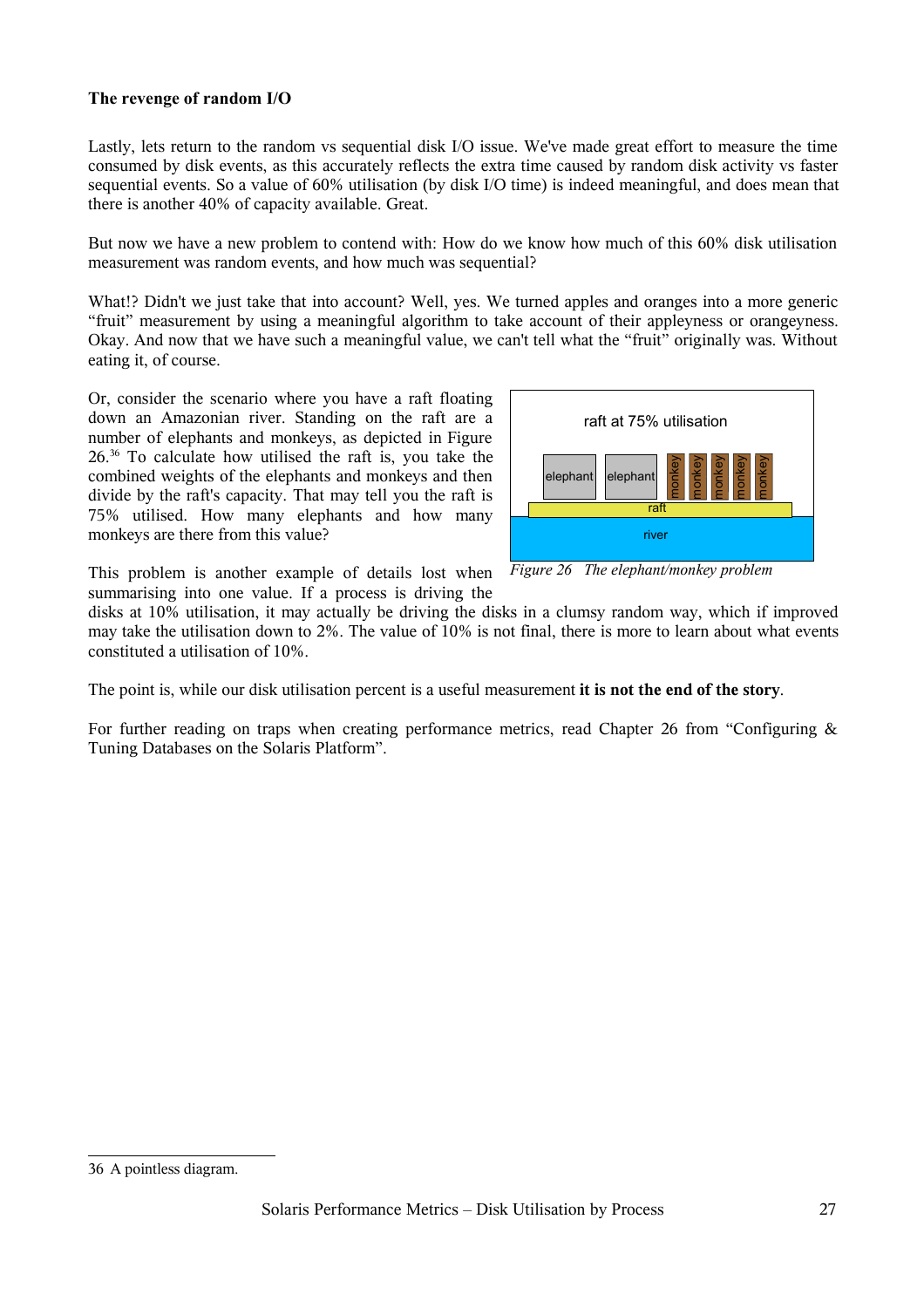**The revenge of random I/O**

Lastly, lets return to the random vs sequential disk I/O issue. We've made great effort to measure the time consumed by disk events, as this accurately reflects the extra time caused by random disk activity vs faster sequential events. So a value of 60% utilisation (by disk I/O time) is indeed meaningful, and does mean that there is another 40% of capacity available. Great.

But now we have a new problem to contend with: How do we know how much of this 60% disk utilisation measurement was random events, and how much was sequential?

What!? Didn't we just take that into account? Well, yes. We turned apples and oranges into a more generic "fruit" measurement by using a meaningful algorithm to take account of their appleyness or orangeyness. Okay. And now that we have such a meaningful value, we can't tell what the "fruit" originally was. Without eating it, of course.

Or, consider the scenario where you have a raft floating down an Amazonian river. Standing on the raft are a number of elephants and monkeys, as depicted in Figure 26.[36] To calculate how utilised the raft is, you take the combined weights of the elephants and monkeys and then divide by the raft's capacity. That may tell you the raft is 75% utilised. How many elephants and how many monkeys are there from this value?

*Figure 26 The elephant/monkey problem*

This problem is another example of details lost when summarising into one value. If a process is driving the disks at 10% utilisation, it may actually be driving the disks in a clumsy random way, which if improved may take the utilisation down to 2%. The value of 10% is not final, there is more to learn about what events constituted a utilisation of 10%.

The point is, while our disk utilisation percent is a useful measurement **it is not the end of the story**.

For further reading on traps when creating performance metrics, read Chapter 26 from "Configuring & Tuning Databases on the Solaris Platform".

---

36 A pointless diagram.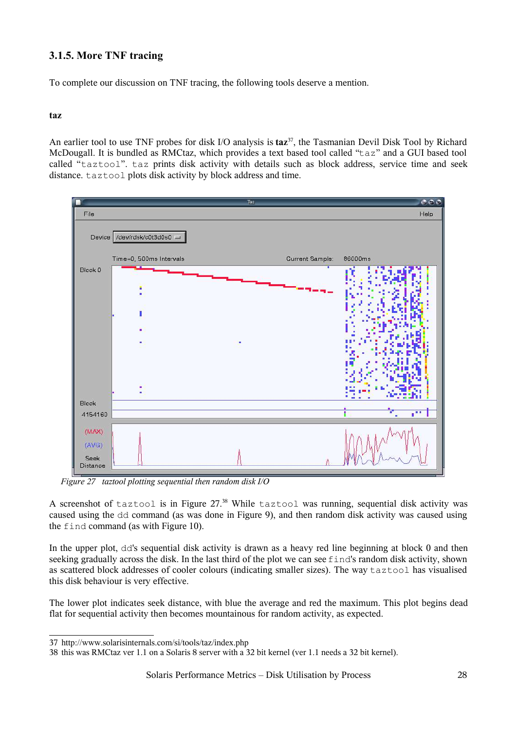### 3.1.5. More TNF tracing

To complete our discussion on TNF tracing, the following tools deserve a mention.

**taz**

An earlier tool to use TNF probes for disk I/O analysis is **taz**[37], the Tasmanian Devil Disk Tool by Richard McDougall. It is bundled as RMCtaz, which provides a text based tool called "`taz`" and a GUI based tool called "`taztool`". `taz` prints disk activity with details such as block address, service time and seek distance. `taztool` plots disk activity by block address and time.

*Figure 27   taztool plotting sequential then random disk I/O*

A screenshot of `taztool` is in Figure 27.[38] While `taztool` was running, sequential disk activity was caused using the `dd` command (as was done in Figure 9), and then random disk activity was caused using the `find` command (as with Figure 10).

In the upper plot, `dd`'s sequential disk activity is drawn as a heavy red line beginning at block 0 and then seeking gradually across the disk. In the last third of the plot we can see `find`'s random disk activity, shown as scattered block addresses of cooler colours (indicating smaller sizes). The way `taztool` has visualised this disk behaviour is very effective.

The lower plot indicates seek distance, with blue the average and red the maximum. This plot begins dead flat for sequential activity then becomes mountainous for random activity, as expected.

---

37 http://www.solarisinternals.com/si/tools/taz/index.php

38 this was RMCtaz ver 1.1 on a Solaris 8 server with a 32 bit kernel (ver 1.1 needs a 32 bit kernel).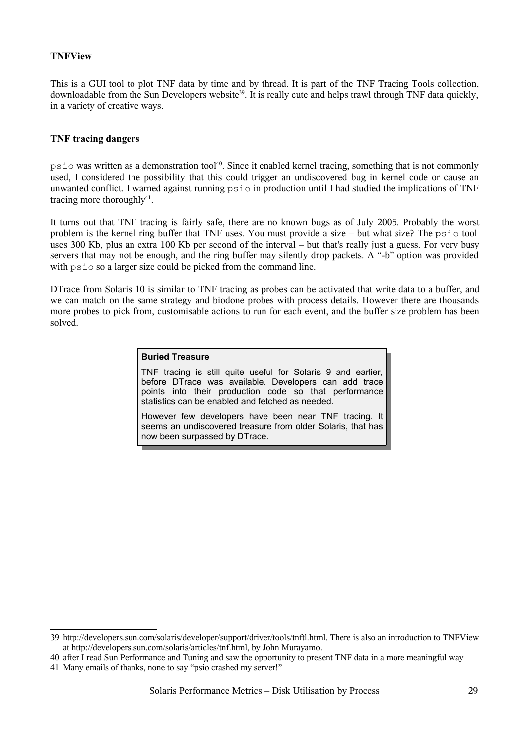**TNFView**

This is a GUI tool to plot TNF data by time and by thread. It is part of the TNF Tracing Tools collection, downloadable from the Sun Developers website[39]. It is really cute and helps trawl through TNF data quickly, in a variety of creative ways.

**TNF tracing dangers**

`psio` was written as a demonstration tool[40]. Since it enabled kernel tracing, something that is not commonly used, I considered the possibility that this could trigger an undiscovered bug in kernel code or cause an unwanted conflict. I warned against running `psio` in production until I had studied the implications of TNF tracing more thoroughly[41].

It turns out that TNF tracing is fairly safe, there are no known bugs as of July 2005. Probably the worst problem is the kernel ring buffer that TNF uses. You must provide a size – but what size? The `psio` tool uses 300 Kb, plus an extra 100 Kb per second of the interval – but that's really just a guess. For very busy servers that may not be enough, and the ring buffer may silently drop packets. A "-b" option was provided with `psio` so a larger size could be picked from the command line.

DTrace from Solaris 10 is similar to TNF tracing as probes can be activated that write data to a buffer, and we can match on the same strategy and biodone probes with process details. However there are thousands more probes to pick from, customisable actions to run for each event, and the buffer size problem has been solved.

> **Buried Treasure**
>
> TNF tracing is still quite useful for Solaris 9 and earlier, before DTrace was available. Developers can add trace points into their production code so that performance statistics can be enabled and fetched as needed.
>
> However few developers have been near TNF tracing. It seems an undiscovered treasure from older Solaris, that has now been surpassed by DTrace.

---

39 http://developers.sun.com/solaris/developer/support/driver/tools/tnftl.html. There is also an introduction to TNFView at http://developers.sun.com/solaris/articles/tnf.html, by John Murayamo.

40 after I read Sun Performance and Tuning and saw the opportunity to present TNF data in a more meaningful way

41 Many emails of thanks, none to say "psio crashed my server!"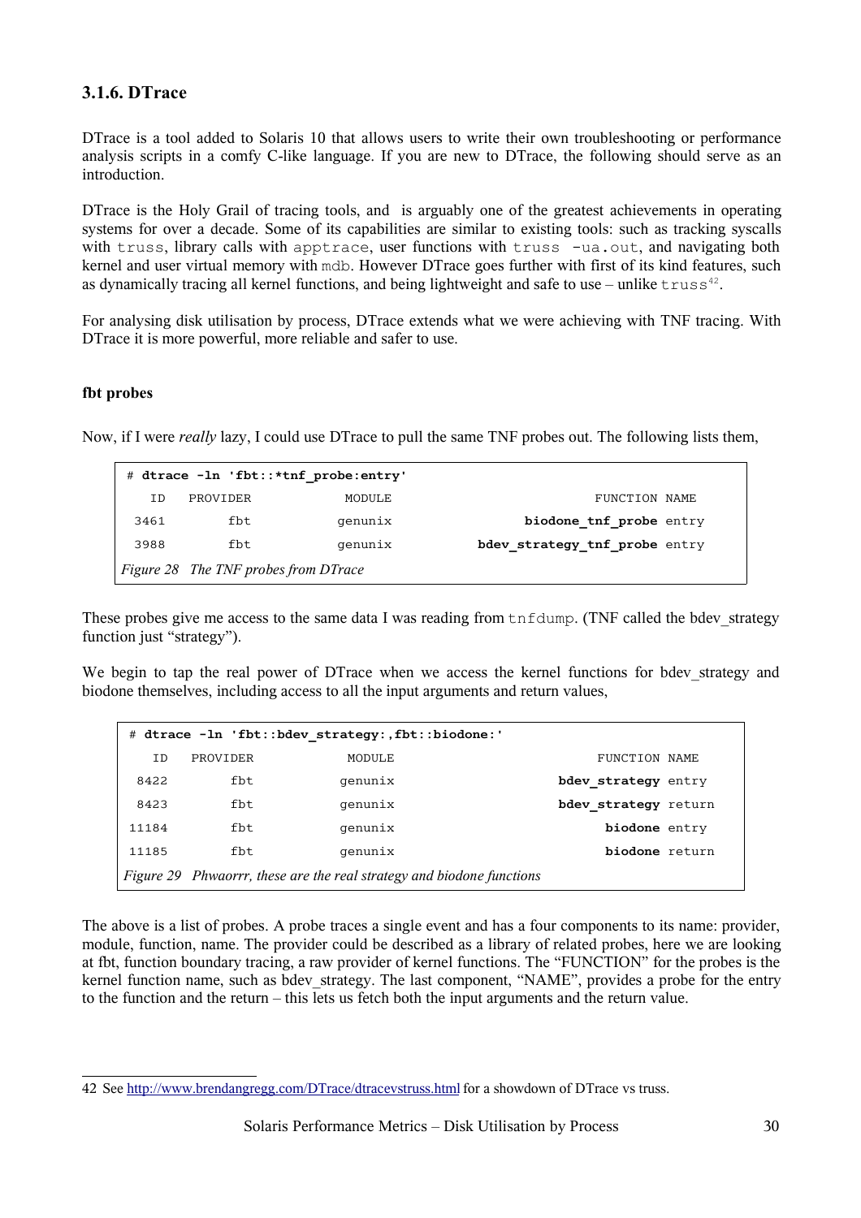### 3.1.6. DTrace

DTrace is a tool added to Solaris 10 that allows users to write their own troubleshooting or performance analysis scripts in a comfy C-like language. If you are new to DTrace, the following should serve as an introduction.

DTrace is the Holy Grail of tracing tools, and is arguably one of the greatest achievements in operating systems for over a decade. Some of its capabilities are similar to existing tools: such as tracking syscalls with `truss`, library calls with `apptrace`, user functions with `truss -ua.out`, and navigating both kernel and user virtual memory with `mdb`. However DTrace goes further with first of its kind features, such as dynamically tracing all kernel functions, and being lightweight and safe to use – unlike `truss`[42].

For analysing disk utilisation by process, DTrace extends what we were achieving with TNF tracing. With DTrace it is more powerful, more reliable and safer to use.

#### fbt probes

Now, if I were *really* lazy, I could use DTrace to pull the same TNF probes out. The following lists them,

```
# dtrace -ln 'fbt::*tnf_probe:entry'
   ID   PROVIDER            MODULE                          FUNCTION NAME
 3461        fbt           genunix                 biodone_tnf_probe entry
 3988        fbt           genunix           bdev_strategy_tnf_probe entry
```

*Figure 28 The TNF probes from DTrace*

These probes give me access to the same data I was reading from `tnfdump`. (TNF called the bdev_strategy function just "strategy").

We begin to tap the real power of DTrace when we access the kernel functions for bdev_strategy and biodone themselves, including access to all the input arguments and return values,

```
# dtrace -ln 'fbt::bdev_strategy:,fbt::biodone:'
   ID   PROVIDER            MODULE                          FUNCTION NAME
 8422        fbt           genunix                     bdev_strategy entry
 8423        fbt           genunix                     bdev_strategy return
11184        fbt           genunix                           biodone entry
11185        fbt           genunix                           biodone return
```

*Figure 29 Phwaorrr, these are the real strategy and biodone functions*

The above is a list of probes. A probe traces a single event and has a four components to its name: provider, module, function, name. The provider could be described as a library of related probes, here we are looking at fbt, function boundary tracing, a raw provider of kernel functions. The "FUNCTION" for the probes is the kernel function name, such as bdev_strategy. The last component, "NAME", provides a probe for the entry to the function and the return – this lets us fetch both the input arguments and the return value.

---

42 See http://www.brendangregg.com/DTrace/dtracevstruss.html for a showdown of DTrace vs truss.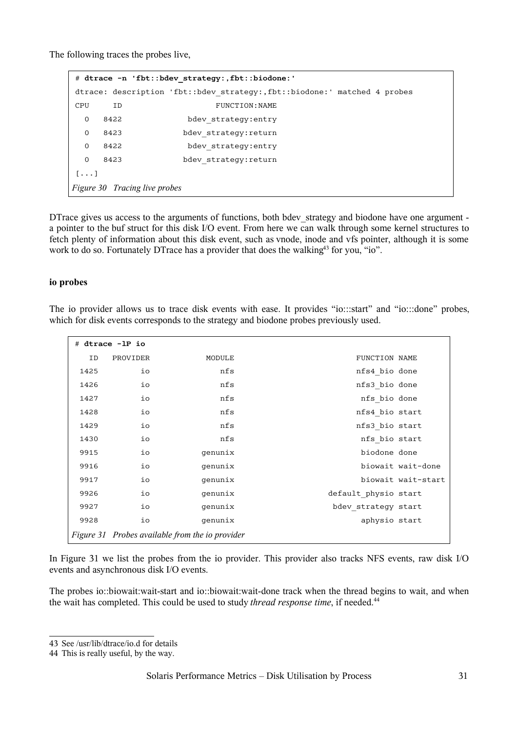The following traces the probes live,

```
# dtrace -n 'fbt::bdev_strategy:,fbt::biodone:'
dtrace: description 'fbt::bdev_strategy:,fbt::biodone:' matched 4 probes
CPU     ID                    FUNCTION:NAME
  0   8422              bdev_strategy:entry
  0   8423             bdev_strategy:return
  0   8422              bdev_strategy:entry
  0   8423             bdev_strategy:return
[...]
```

*Figure 30   Tracing live probes*

DTrace gives us access to the arguments of functions, both bdev_strategy and biodone have one argument - a pointer to the buf struct for this disk I/O event. From here we can walk through some kernel structures to fetch plenty of information about this disk event, such as vnode, inode and vfs pointer, although it is some work to do so. Fortunately DTrace has a provider that does the walking[43] for you, "io".

**io probes**

The io provider allows us to trace disk events with ease. It provides "io:::start" and "io:::done" probes, which for disk events corresponds to the strategy and biodone probes previously used.

```
# dtrace -lP io
   ID   PROVIDER            MODULE                          FUNCTION NAME
 1425         io               nfs                         nfs4_bio done
 1426         io               nfs                         nfs3_bio done
 1427         io               nfs                          nfs_bio done
 1428         io               nfs                         nfs4_bio start
 1429         io               nfs                         nfs3_bio start
 1430         io               nfs                          nfs_bio start
 9915         io           genunix                          biodone done
 9916         io           genunix                          biowait wait-done
 9917         io           genunix                          biowait wait-start
 9926         io           genunix                    default_physio start
 9927         io           genunix                     bdev_strategy start
 9928         io           genunix                           aphysio start
```

*Figure 31   Probes available from the io provider*

In Figure 31 we list the probes from the io provider. This provider also tracks NFS events, raw disk I/O events and asynchronous disk I/O events.

The probes io::biowait:wait-start and io::biowait:wait-done track when the thread begins to wait, and when the wait has completed. This could be used to study *thread response time*, if needed.[44]

---

[43] See /usr/lib/dtrace/io.d for details

[44] This is really useful, by the way.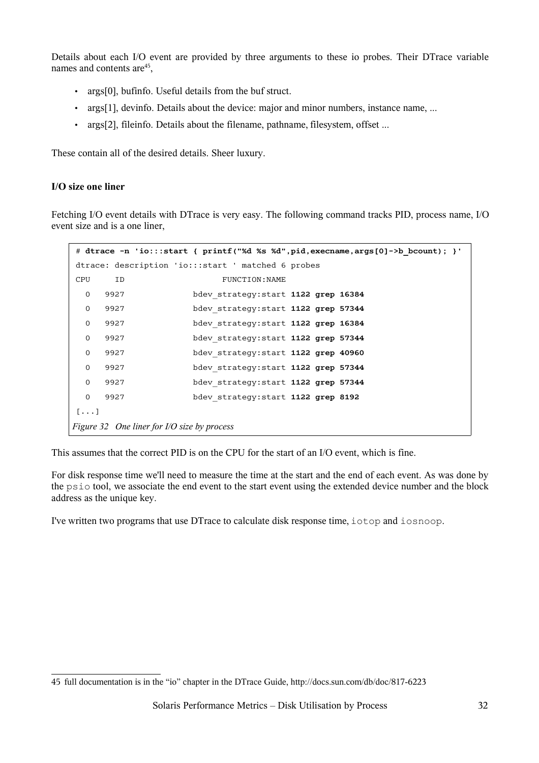Details about each I/O event are provided by three arguments to these io probes. Their DTrace variable names and contents are[45],

- args[0], bufinfo. Useful details from the buf struct.
- args[1], devinfo. Details about the device: major and minor numbers, instance name, ...
- args[2], fileinfo. Details about the filename, pathname, filesystem, offset ...

These contain all of the desired details. Sheer luxury.

### I/O size one liner

Fetching I/O event details with DTrace is very easy. The following command tracks PID, process name, I/O event size and is a one liner,

```
# dtrace -n 'io:::start { printf("%d %s %d",pid,execname,args[0]->b_bcount); }'
dtrace: description 'io:::start ' matched 6 probes
CPU     ID                    FUNCTION:NAME
  0   9927              bdev_strategy:start 1122 grep 16384
  0   9927              bdev_strategy:start 1122 grep 57344
  0   9927              bdev_strategy:start 1122 grep 16384
  0   9927              bdev_strategy:start 1122 grep 57344
  0   9927              bdev_strategy:start 1122 grep 40960
  0   9927              bdev_strategy:start 1122 grep 57344
  0   9927              bdev_strategy:start 1122 grep 57344
  0   9927              bdev_strategy:start 1122 grep 8192
[...]
```

*Figure 32 One liner for I/O size by process*

This assumes that the correct PID is on the CPU for the start of an I/O event, which is fine.

For disk response time we'll need to measure the time at the start and the end of each event. As was done by the `psio` tool, we associate the end event to the start event using the extended device number and the block address as the unique key.

I've written two programs that use DTrace to calculate disk response time, `iotop` and `iosnoop`.

[45] full documentation is in the "io" chapter in the DTrace Guide, http://docs.sun.com/db/doc/817-6223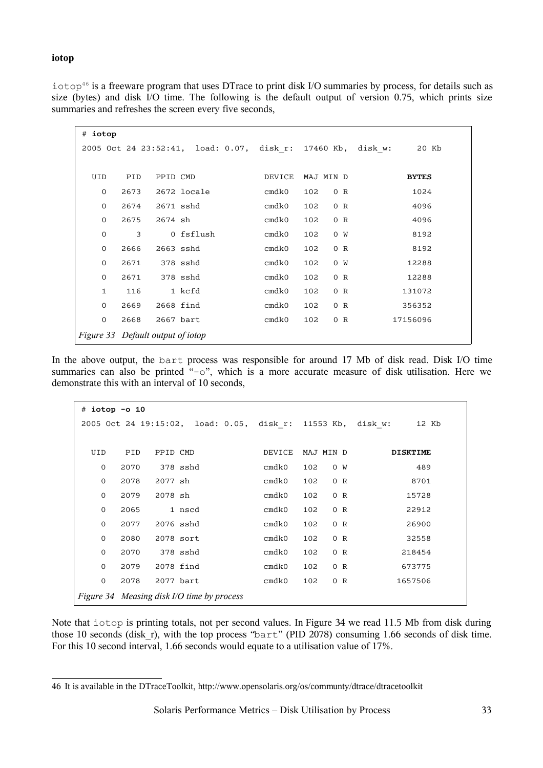**iotop**

`iotop`[46] is a freeware program that uses DTrace to print disk I/O summaries by process, for details such as size (bytes) and disk I/O time. The following is the default output of version 0.75, which prints size summaries and refreshes the screen every five seconds,

```
# iotop
2005 Oct 24 23:52:41,  load: 0.07,  disk_r:  17460 Kb,  disk_w:     20 Kb

  UID    PID   PPID CMD              DEVICE  MAJ MIN D            BYTES
    0   2673   2672 locale           cmdk0   102   0 R             1024
    0   2674   2671 sshd             cmdk0   102   0 R             4096
    0   2675   2674 sh               cmdk0   102   0 R             4096
    0      3      0 fsflush          cmdk0   102   0 W             8192
    0   2666   2663 sshd             cmdk0   102   0 R             8192
    0   2671    378 sshd             cmdk0   102   0 W            12288
    0   2671    378 sshd             cmdk0   102   0 R            12288
    1    116      1 kcfd             cmdk0   102   0 R           131072
    0   2669   2668 find             cmdk0   102   0 R           356352
    0   2668   2667 bart             cmdk0   102   0 R         17156096
```

*Figure 33 Default output of iotop*

In the above output, the `bart` process was responsible for around 17 Mb of disk read. Disk I/O time summaries can also be printed "`-o`", which is a more accurate measure of disk utilisation. Here we demonstrate this with an interval of 10 seconds,

```
# iotop -o 10
2005 Oct 24 19:15:02,  load: 0.05,  disk_r:  11553 Kb,  disk_w:     12 Kb

  UID    PID   PPID CMD              DEVICE  MAJ MIN D         DISKTIME
    0   2070    378 sshd             cmdk0   102   0 W              489
    0   2078   2077 sh               cmdk0   102   0 R             8701
    0   2079   2078 sh               cmdk0   102   0 R            15728
    0   2065      1 nscd             cmdk0   102   0 R            22912
    0   2077   2076 sshd             cmdk0   102   0 R            26900
    0   2080   2078 sort             cmdk0   102   0 R            32558
    0   2070    378 sshd             cmdk0   102   0 R           218454
    0   2079   2078 find             cmdk0   102   0 R           673775
    0   2078   2077 bart             cmdk0   102   0 R          1657506
```

*Figure 34 Measing disk I/O time by process*

Note that `iotop` is printing totals, not per second values. In Figure 34 we read 11.5 Mb from disk during those 10 seconds (disk_r), with the top process "`bart`" (PID 2078) consuming 1.66 seconds of disk time. For this 10 second interval, 1.66 seconds would equate to a utilisation value of 17%.

---

46 It is available in the DTraceToolkit, http://www.opensolaris.org/os/communty/dtrace/dtracetoolkit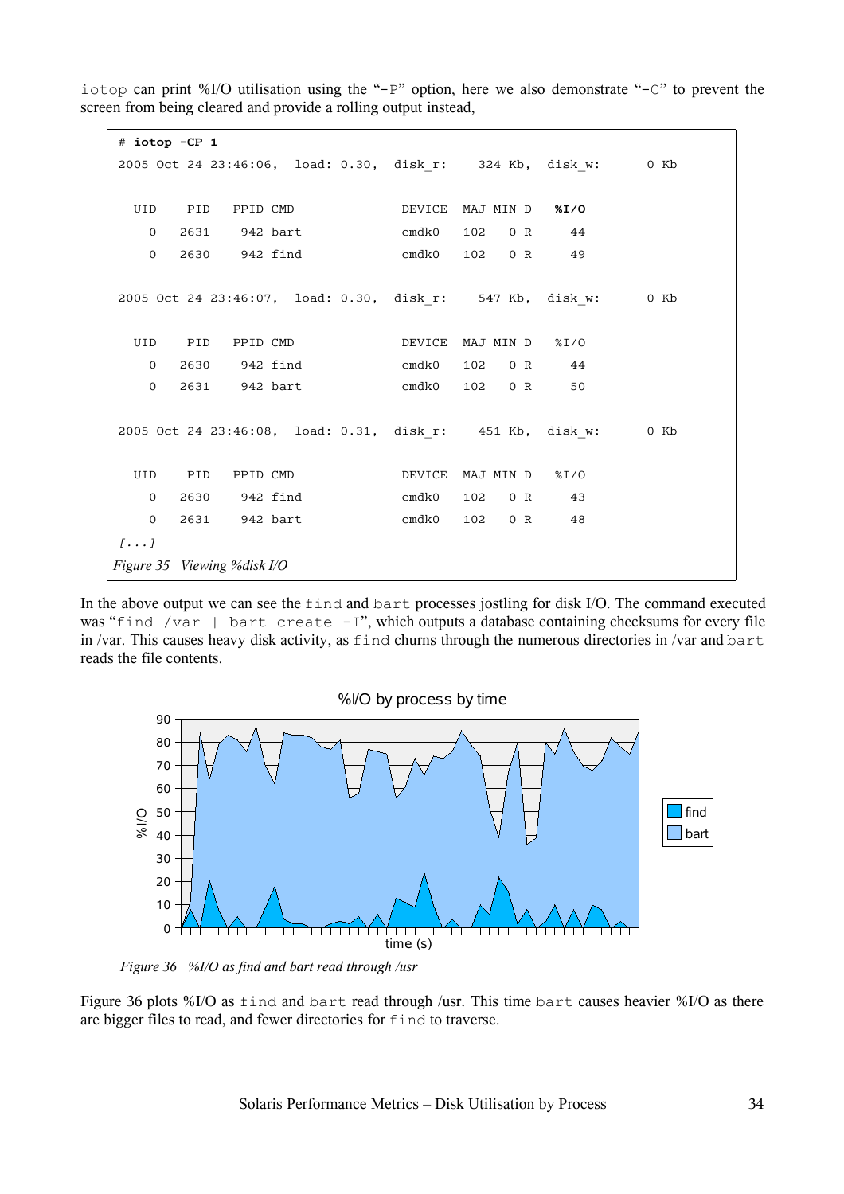iotop can print %I/O utilisation using the "-P" option, here we also demonstrate "-C" to prevent the screen from being cleared and provide a rolling output instead,

```
# iotop -CP 1
2005 Oct 24 23:46:06,  load: 0.30,  disk_r:    324 Kb,  disk_w:      0 Kb

  UID    PID   PPID CMD              DEVICE  MAJ MIN D   %I/O
    0   2631    942 bart             cmdk0   102   0 R     44
    0   2630    942 find             cmdk0   102   0 R     49

2005 Oct 24 23:46:07,  load: 0.30,  disk_r:    547 Kb,  disk_w:      0 Kb

  UID    PID   PPID CMD              DEVICE  MAJ MIN D   %I/O
    0   2630    942 find             cmdk0   102   0 R     44
    0   2631    942 bart             cmdk0   102   0 R     50

2005 Oct 24 23:46:08,  load: 0.31,  disk_r:    451 Kb,  disk_w:      0 Kb

  UID    PID   PPID CMD              DEVICE  MAJ MIN D   %I/O
    0   2630    942 find             cmdk0   102   0 R     43
    0   2631    942 bart             cmdk0   102   0 R     48
[...]
```

*Figure 35 Viewing %disk I/O*

In the above output we can see the find and bart processes jostling for disk I/O. The command executed was "find /var | bart create -I", which outputs a database containing checksums for every file in /var. This causes heavy disk activity, as find churns through the numerous directories in /var and bart reads the file contents.

*Figure 36 %I/O as find and bart read through /usr*

Figure 36 plots %I/O as find and bart read through /usr. This time bart causes heavier %I/O as there are bigger files to read, and fewer directories for find to traverse.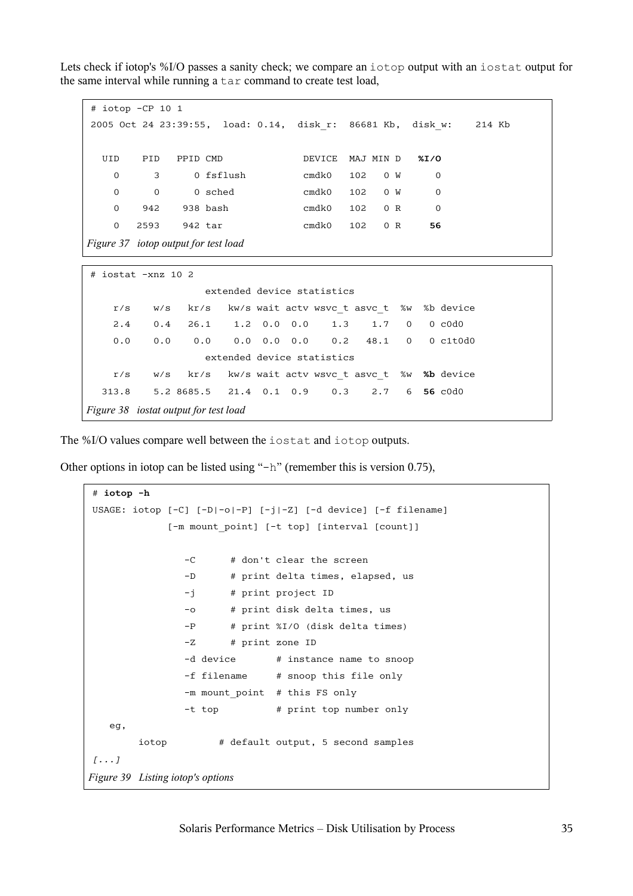Lets check if iotop's %I/O passes a sanity check; we compare an `iotop` output with an `iostat` output for the same interval while running a `tar` command to create test load,

```
# iotop -CP 10 1
2005 Oct 24 23:39:55,  load: 0.14,  disk_r:  86681 Kb,  disk_w:    214 Kb

  UID    PID   PPID CMD              DEVICE  MAJ MIN D   %I/O
    0      3      0 fsflush          cmdk0   102   0 W      0
    0      0      0 sched            cmdk0   102   0 W      0
    0    942    938 bash             cmdk0   102   0 R      0
    0   2593    942 tar              cmdk0   102   0 R     56
```

*Figure 37 iotop output for test load*

```
# iostat -xnz 10 2
                    extended device statistics
    r/s    w/s   kr/s   kw/s wait actv wsvc_t asvc_t  %w  %b device
    2.4    0.4   26.1    1.2  0.0  0.0    1.3    1.7   0   0 c0d0
    0.0    0.0    0.0    0.0  0.0  0.0    0.2   48.1   0   0 c1t0d0
                    extended device statistics
    r/s    w/s   kr/s   kw/s wait actv wsvc_t asvc_t  %w  %b device
  313.8    5.2 8685.5   21.4  0.1  0.9    0.3    2.7   6  56 c0d0
```

*Figure 38 iostat output for test load*

The %I/O values compare well between the `iostat` and `iotop` outputs.

Other options in iotop can be listed using "`-h`" (remember this is version 0.75),

```
# iotop -h
USAGE: iotop [-C] [-D|-o|-P] [-j|-Z] [-d device] [-f filename]
             [-m mount_point] [-t top] [interval [count]]

                -C      # don't clear the screen
                -D      # print delta times, elapsed, us
                -j      # print project ID
                -o      # print disk delta times, us
                -P      # print %I/O (disk delta times)
                -Z      # print zone ID
                -d device       # instance name to snoop
                -f filename     # snoop this file only
                -m mount_point  # this FS only
                -t top          # print top number only
   eg,
        iotop         # default output, 5 second samples
[...]
```

*Figure 39 Listing iotop's options*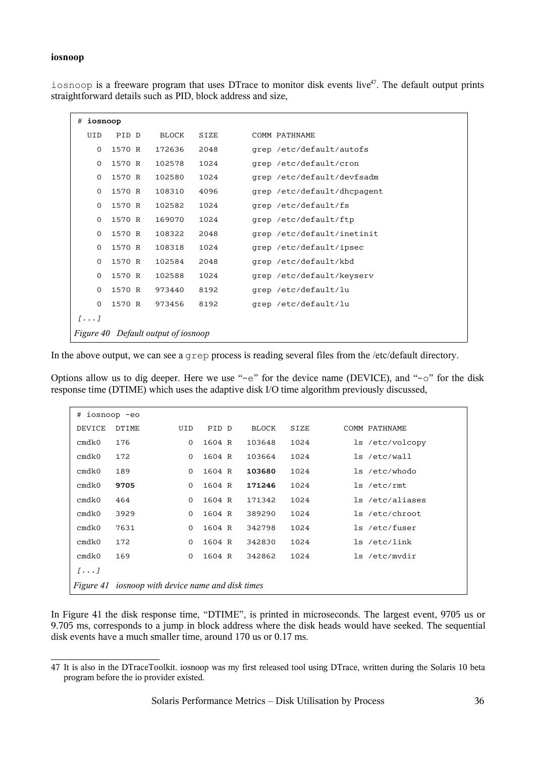**iosnoop**

iosnoop is a freeware program that uses DTrace to monitor disk events live[47]. The default output prints straightforward details such as PID, block address and size,

```
# iosnoop
  UID   PID D    BLOCK   SIZE       COMM PATHNAME
    0  1570 R   172636   2048       grep /etc/default/autofs
    0  1570 R   102578   1024       grep /etc/default/cron
    0  1570 R   102580   1024       grep /etc/default/devfsadm
    0  1570 R   108310   4096       grep /etc/default/dhcpagent
    0  1570 R   102582   1024       grep /etc/default/fs
    0  1570 R   169070   1024       grep /etc/default/ftp
    0  1570 R   108322   2048       grep /etc/default/inetinit
    0  1570 R   108318   1024       grep /etc/default/ipsec
    0  1570 R   102584   2048       grep /etc/default/kbd
    0  1570 R   102588   1024       grep /etc/default/keyserv
    0  1570 R   973440   8192       grep /etc/default/lu
    0  1570 R   973456   8192       grep /etc/default/lu
[...]
```

*Figure 40 Default output of iosnoop*

In the above output, we can see a grep process is reading several files from the /etc/default directory.

Options allow us to dig deeper. Here we use "-e" for the device name (DEVICE), and "-o" for the disk response time (DTIME) which uses the adaptive disk I/O time algorithm previously discussed,

```
# iosnoop -eo
DEVICE  DTIME       UID   PID D    BLOCK   SIZE       COMM PATHNAME
cmdk0   176           0  1604 R   103648   1024         ls /etc/volcopy
cmdk0   172           0  1604 R   103664   1024         ls /etc/wall
cmdk0   189           0  1604 R   103680   1024         ls /etc/whodo
cmdk0   9705          0  1604 R   171246   1024         ls /etc/rmt
cmdk0   464           0  1604 R   171342   1024         ls /etc/aliases
cmdk0   3929          0  1604 R   389290   1024         ls /etc/chroot
cmdk0   7631          0  1604 R   342798   1024         ls /etc/fuser
cmdk0   172           0  1604 R   342830   1024         ls /etc/link
cmdk0   169           0  1604 R   342862   1024         ls /etc/mvdir
[...]
```

*Figure 41 iosnoop with device name and disk times*

In Figure 41 the disk response time, "DTIME", is printed in microseconds. The largest event, 9705 us or 9.705 ms, corresponds to a jump in block address where the disk heads would have seeked. The sequential disk events have a much smaller time, around 170 us or 0.17 ms.

---

[47] It is also in the DTraceToolkit. iosnoop was my first released tool using DTrace, written during the Solaris 10 beta program before the io provider existed.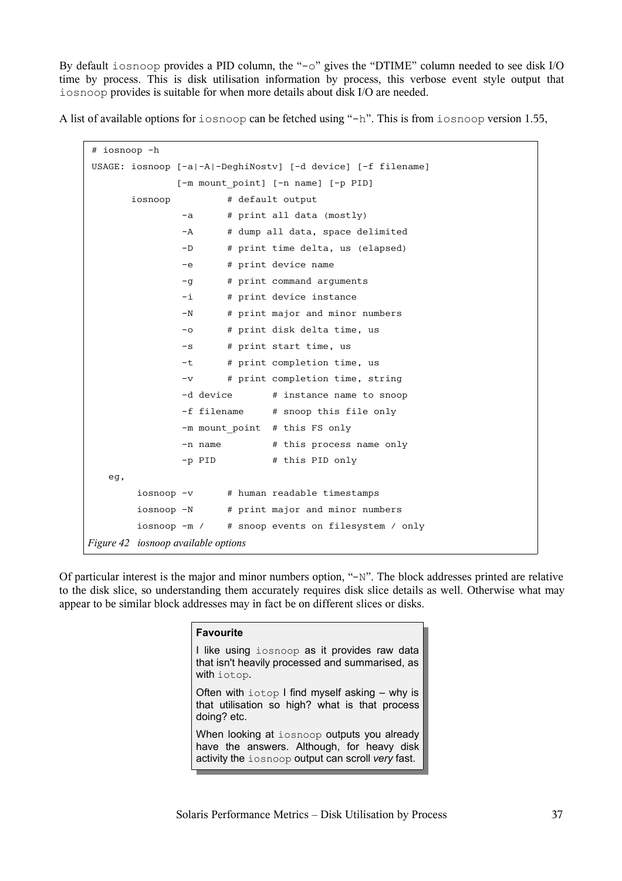By default iosnoop provides a PID column, the "-o" gives the "DTIME" column needed to see disk I/O time by process. This is disk utilisation information by process, this verbose event style output that iosnoop provides is suitable for when more details about disk I/O are needed.

A list of available options for iosnoop can be fetched using "-h". This is from iosnoop version 1.55,

```
# iosnoop -h
USAGE: iosnoop [-a|-A|-DeghiNostv] [-d device] [-f filename]
               [-m mount_point] [-n name] [-p PID]
       iosnoop          # default output
                -a      # print all data (mostly)
                -A      # dump all data, space delimited
                -D      # print time delta, us (elapsed)
                -e      # print device name
                -g      # print command arguments
                -i      # print device instance
                -N      # print major and minor numbers
                -o      # print disk delta time, us
                -s      # print start time, us
                -t      # print completion time, us
                -v      # print completion time, string
                -d device       # instance name to snoop
                -f filename     # snoop this file only
                -m mount_point  # this FS only
                -n name         # this process name only
                -p PID          # this PID only
   eg,
        iosnoop -v      # human readable timestamps
        iosnoop -N      # print major and minor numbers
        iosnoop -m /    # snoop events on filesystem / only
```

*Figure 42 iosnoop available options*

Of particular interest is the major and minor numbers option, "-N". The block addresses printed are relative to the disk slice, so understanding them accurately requires disk slice details as well. Otherwise what may appear to be similar block addresses may in fact be on different slices or disks.

> **Favourite**
>
> I like using iosnoop as it provides raw data that isn't heavily processed and summarised, as with iotop.
>
> Often with iotop I find myself asking – why is that utilisation so high? what is that process doing? etc.
>
> When looking at iosnoop outputs you already have the answers. Although, for heavy disk activity the iosnoop output can scroll *very* fast.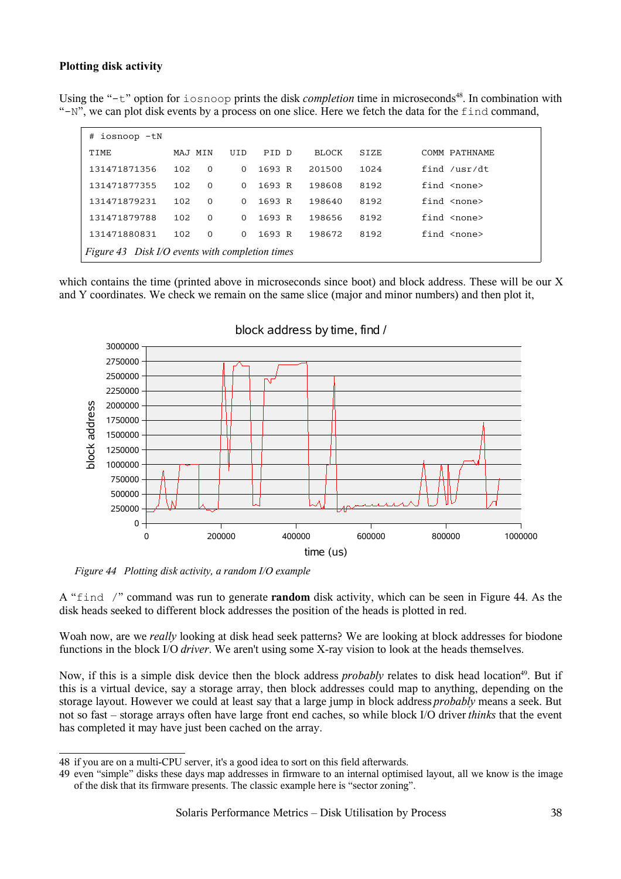**Plotting disk activity**

Using the "`-t`" option for `iosnoop` prints the disk *completion* time in microseconds[48]. In combination with "`-N`", we can plot disk events by a process on one slice. Here we fetch the data for the `find` command,

```
# iosnoop -tN
TIME             MAJ MIN   UID   PID D    BLOCK   SIZE       COMM PATHNAME
131471871356     102   0     0  1693 R   201500   1024       find /usr/dt
131471877355     102   0     0  1693 R   198608   8192       find <none>
131471879231     102   0     0  1693 R   198640   8192       find <none>
131471879788     102   0     0  1693 R   198656   8192       find <none>
131471880831     102   0     0  1693 R   198672   8192       find <none>
```

*Figure 43 Disk I/O events with completion times*

which contains the time (printed above in microseconds since boot) and block address. These will be our X and Y coordinates. We check we remain on the same slice (major and minor numbers) and then plot it,

*Figure 44 Plotting disk activity, a random I/O example*

A "`find /`" command was run to generate **random** disk activity, which can be seen in Figure 44. As the disk heads seeked to different block addresses the position of the heads is plotted in red.

Woah now, are we *really* looking at disk head seek patterns? We are looking at block addresses for biodone functions in the block I/O *driver*. We aren't using some X-ray vision to look at the heads themselves.

Now, if this is a simple disk device then the block address *probably* relates to disk head location[49]. But if this is a virtual device, say a storage array, then block addresses could map to anything, depending on the storage layout. However we could at least say that a large jump in block address *probably* means a seek. But not so fast – storage arrays often have large front end caches, so while block I/O driver *thinks* that the event has completed it may have just been cached on the array.

---

48 if you are on a multi-CPU server, it's a good idea to sort on this field afterwards.

49 even "simple" disks these days map addresses in firmware to an internal optimised layout, all we know is the image of the disk that its firmware presents. The classic example here is "sector zoning".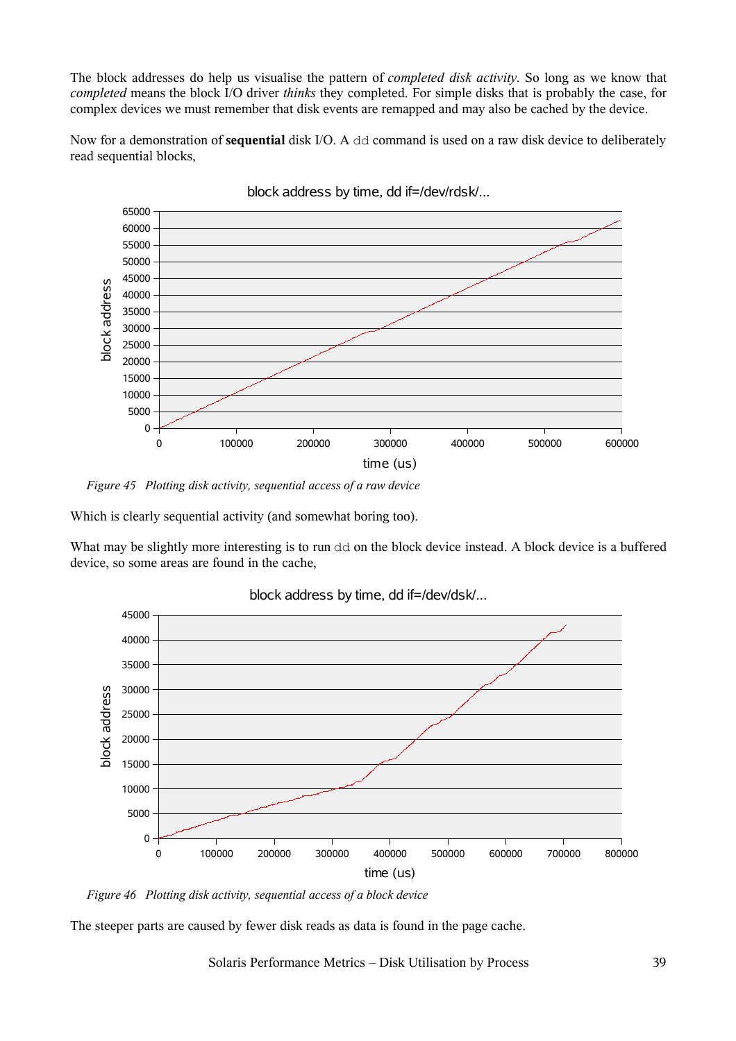The block addresses do help us visualise the pattern of *completed disk activity*. So long as we know that *completed* means the block I/O driver *thinks* they completed. For simple disks that is probably the case, for complex devices we must remember that disk events are remapped and may also be cached by the device.

Now for a demonstration of **sequential** disk I/O. A `dd` command is used on a raw disk device to deliberately read sequential blocks,

*Figure 45 Plotting disk activity, sequential access of a raw device*

Which is clearly sequential activity (and somewhat boring too).

What may be slightly more interesting is to run `dd` on the block device instead. A block device is a buffered device, so some areas are found in the cache,

*Figure 46 Plotting disk activity, sequential access of a block device*

The steeper parts are caused by fewer disk reads as data is found in the page cache.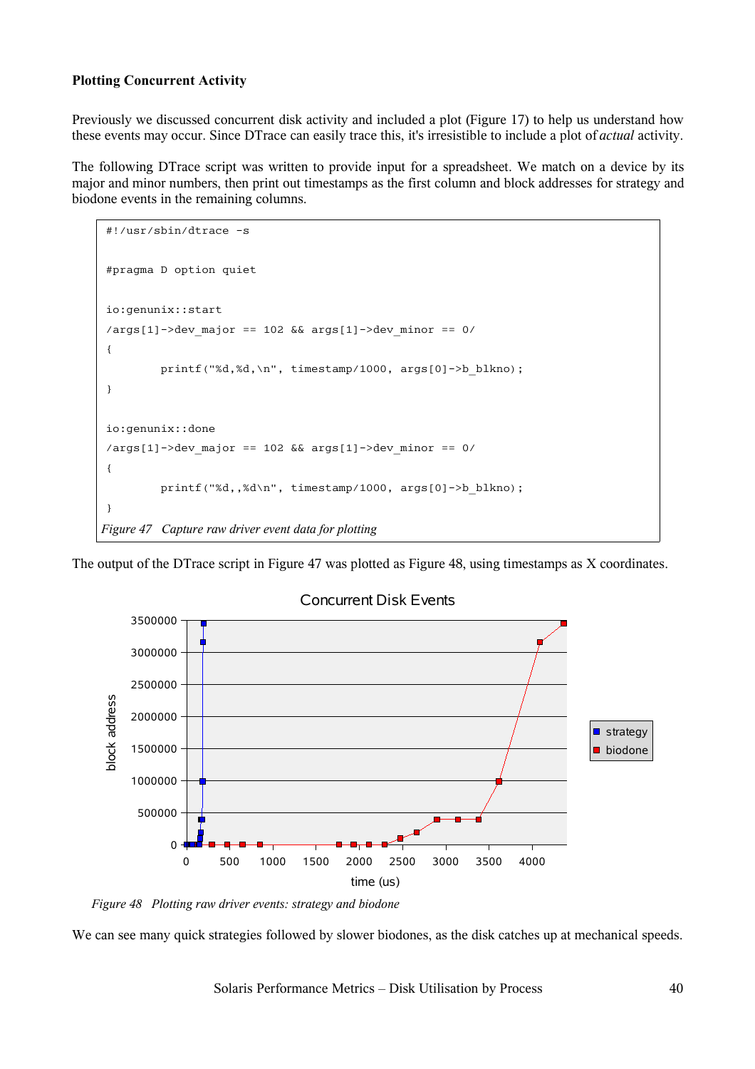**Plotting Concurrent Activity**

Previously we discussed concurrent disk activity and included a plot (Figure 17) to help us understand how these events may occur. Since DTrace can easily trace this, it's irresistible to include a plot of *actual* activity.

The following DTrace script was written to provide input for a spreadsheet. We match on a device by its major and minor numbers, then print out timestamps as the first column and block addresses for strategy and biodone events in the remaining columns.

```
#!/usr/sbin/dtrace -s

#pragma D option quiet

io:genunix::start
/args[1]->dev_major == 102 && args[1]->dev_minor == 0/
{
        printf("%d,%d,\n", timestamp/1000, args[0]->b_blkno);
}

io:genunix::done
/args[1]->dev_major == 102 && args[1]->dev_minor == 0/
{
        printf("%d,,%d\n", timestamp/1000, args[0]->b_blkno);
}
```

*Figure 47 Capture raw driver event data for plotting*

The output of the DTrace script in Figure 47 was plotted as Figure 48, using timestamps as X coordinates.

*Figure 48 Plotting raw driver events: strategy and biodone*

We can see many quick strategies followed by slower biodones, as the disk catches up at mechanical speeds.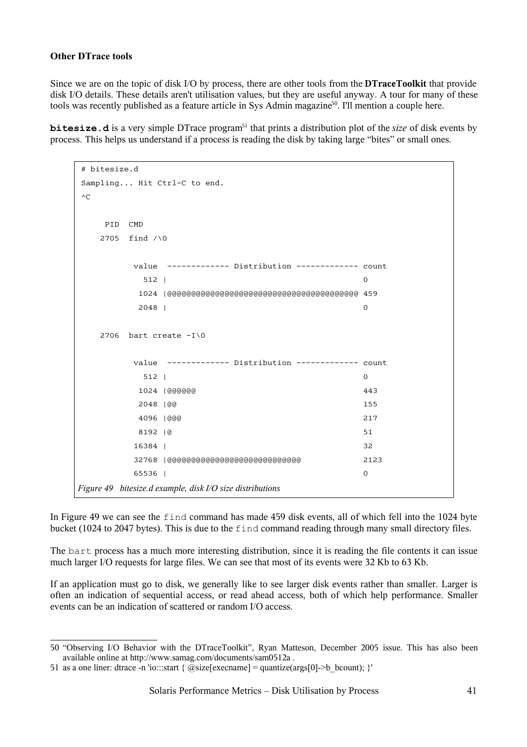**Other DTrace tools**

Since we are on the topic of disk I/O by process, there are other tools from the **DTraceToolkit** that provide disk I/O details. These details aren't utilisation values, but they are useful anyway. A tour for many of these tools was recently published as a feature article in Sys Admin magazine[50]. I'll mention a couple here.

**`bitesize.d`** is a very simple DTrace program[51] that prints a distribution plot of the *size* of disk events by process. This helps us understand if a process is reading the disk by taking large "bites" or small ones.

```
# bitesize.d
Sampling... Hit Ctrl-C to end.
^C

     PID  CMD
    2705  find /\0

           value  ------------- Distribution ------------- count
             512 |                                         0
            1024 |@@@@@@@@@@@@@@@@@@@@@@@@@@@@@@@@@@@@@@@@ 459
            2048 |                                         0

    2706  bart create -I\0

           value  ------------- Distribution ------------- count
             512 |                                         0
            1024 |@@@@@@                                   443
            2048 |@@                                       155
            4096 |@@@                                      217
            8192 |@                                        51
           16384 |                                         32
           32768 |@@@@@@@@@@@@@@@@@@@@@@@@@@@@             2123
           65536 |                                         0
```

*Figure 49 bitesize.d example, disk I/O size distributions*

In Figure 49 we can see the `find` command has made 459 disk events, all of which fell into the 1024 byte bucket (1024 to 2047 bytes). This is due to the `find` command reading through many small directory files.

The `bart` process has a much more interesting distribution, since it is reading the file contents it can issue much larger I/O requests for large files. We can see that most of its events were 32 Kb to 63 Kb.

If an application must go to disk, we generally like to see larger disk events rather than smaller. Larger is often an indication of sequential access, or read ahead access, both of which help performance. Smaller events can be an indication of scattered or random I/O access.

---

50 "Observing I/O Behavior with the DTraceToolkit", Ryan Matteson, December 2005 issue. This has also been available online at http://www.samag.com/documents/sam0512a .

51 as a one liner: dtrace -n 'io:::start { @size[execname] = quantize(args[0]->b_bcount); }'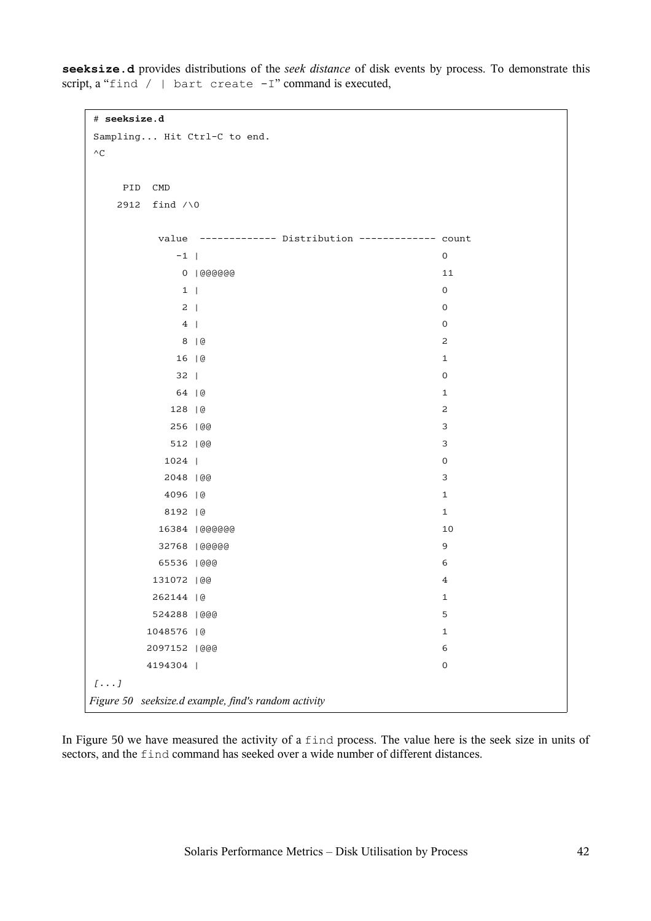**seeksize.d** provides distributions of the *seek distance* of disk events by process. To demonstrate this script, a "`find / | bart create -I`" command is executed,

```
# seeksize.d
Sampling... Hit Ctrl-C to end.
^C

     PID  CMD
    2912  find /\0

           value  ------------- Distribution ------------- count
              -1 |                                         0
               0 |@@@@@@                                   11
               1 |                                         0
               2 |                                         0
               4 |                                         0
               8 |@                                        2
              16 |@                                        1
              32 |                                         0
              64 |@                                        1
             128 |@                                        2
             256 |@@                                       3
             512 |@@                                       3
            1024 |                                         0
            2048 |@@                                       3
            4096 |@                                        1
            8192 |@                                        1
           16384 |@@@@@@                                   10
           32768 |@@@@@                                    9
           65536 |@@@                                      6
          131072 |@@                                       4
          262144 |@                                        1
          524288 |@@@                                      5
         1048576 |@                                        1
         2097152 |@@@                                      6
         4194304 |                                         0
[...]
```

*Figure 50 seeksize.d example, find's random activity*

In Figure 50 we have measured the activity of a `find` process. The value here is the seek size in units of sectors, and the `find` command has seeked over a wide number of different distances.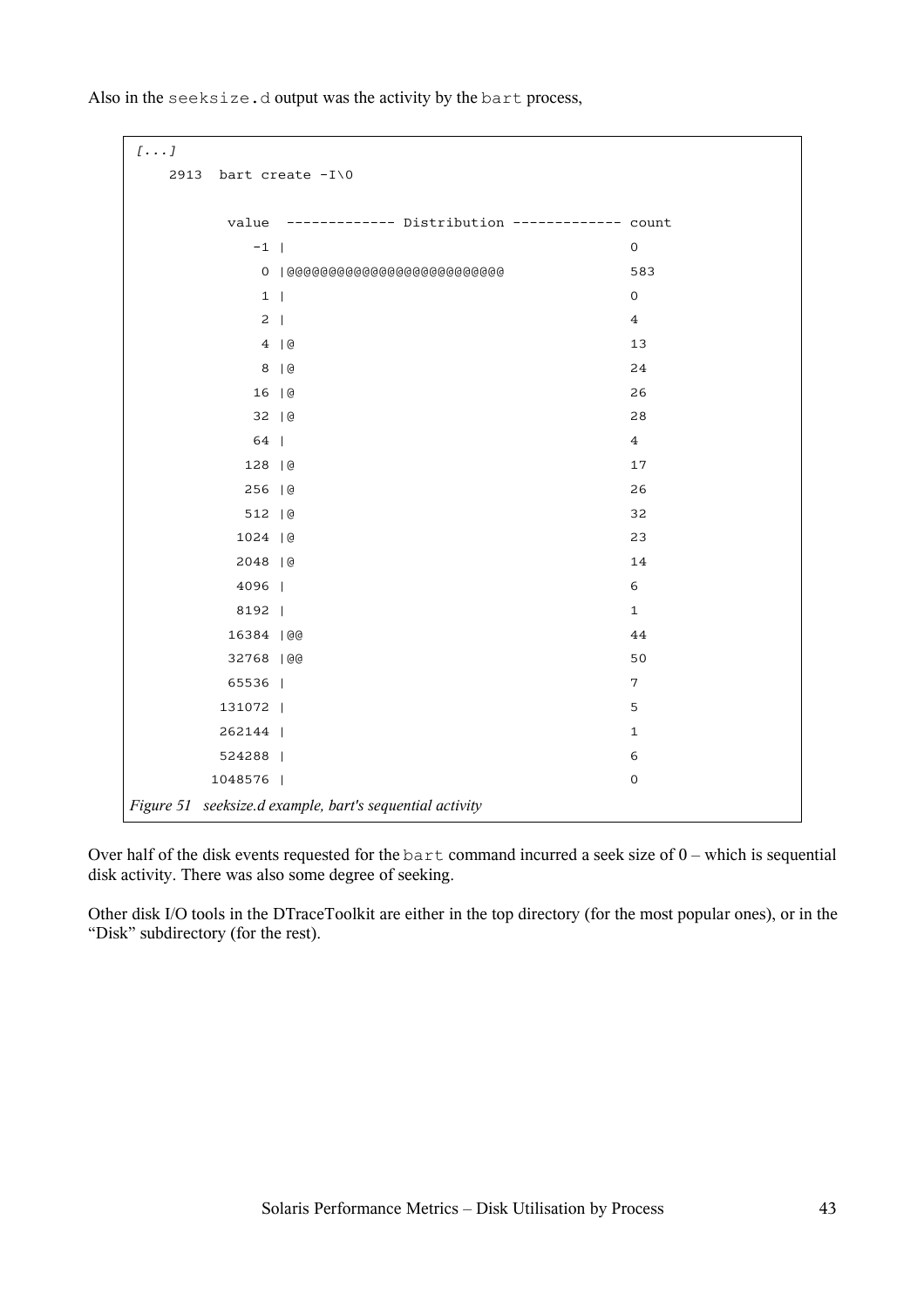Also in the `seeksize.d` output was the activity by the `bart` process,

```
[...]
    2913  bart create -I\0

           value  ------------- Distribution ------------- count
              -1 |                                         0
               0 |@@@@@@@@@@@@@@@@@@@@@@@@@@@              583
               1 |                                         0
               2 |                                         4
               4 |@                                        13
               8 |@                                        24
              16 |@                                        26
              32 |@                                        28
              64 |                                         4
             128 |@                                        17
             256 |@                                        26
             512 |@                                        32
            1024 |@                                        23
            2048 |@                                        14
            4096 |                                         6
            8192 |                                         1
           16384 |@@                                       44
           32768 |@@                                       50
           65536 |                                         7
          131072 |                                         5
          262144 |                                         1
          524288 |                                         6
         1048576 |                                         0
```

*Figure 51   seeksize.d example, bart's sequential activity*

Over half of the disk events requested for the `bart` command incurred a seek size of 0 – which is sequential disk activity. There was also some degree of seeking.

Other disk I/O tools in the DTraceToolkit are either in the top directory (for the most popular ones), or in the "Disk" subdirectory (for the rest).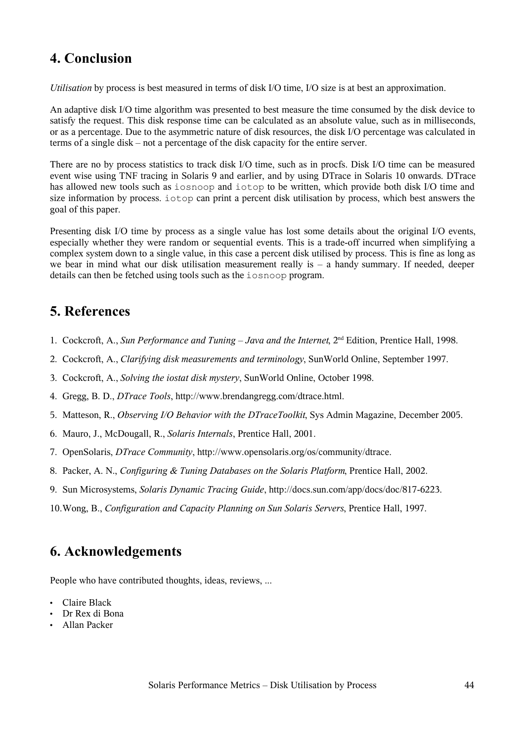## 4. Conclusion

*Utilisation* by process is best measured in terms of disk I/O time, I/O size is at best an approximation.

An adaptive disk I/O time algorithm was presented to best measure the time consumed by the disk device to satisfy the request. This disk response time can be calculated as an absolute value, such as in milliseconds, or as a percentage. Due to the asymmetric nature of disk resources, the disk I/O percentage was calculated in terms of a single disk – not a percentage of the disk capacity for the entire server.

There are no by process statistics to track disk I/O time, such as in procfs. Disk I/O time can be measured event wise using TNF tracing in Solaris 9 and earlier, and by using DTrace in Solaris 10 onwards. DTrace has allowed new tools such as `iosnoop` and `iotop` to be written, which provide both disk I/O time and size information by process. `iotop` can print a percent disk utilisation by process, which best answers the goal of this paper.

Presenting disk I/O time by process as a single value has lost some details about the original I/O events, especially whether they were random or sequential events. This is a trade-off incurred when simplifying a complex system down to a single value, in this case a percent disk utilised by process. This is fine as long as we bear in mind what our disk utilisation measurement really is – a handy summary. If needed, deeper details can then be fetched using tools such as the `iosnoop` program.

## 5. References

1. Cockcroft, A., *Sun Performance and Tuning – Java and the Internet*, 2nd Edition, Prentice Hall, 1998.
2. Cockcroft, A., *Clarifying disk measurements and terminology*, SunWorld Online, September 1997.
3. Cockcroft, A., *Solving the iostat disk mystery*, SunWorld Online, October 1998.
4. Gregg, B. D., *DTrace Tools*, http://www.brendangregg.com/dtrace.html.
5. Matteson, R., *Observing I/O Behavior with the DTraceToolkit*, Sys Admin Magazine, December 2005.
6. Mauro, J., McDougall, R., *Solaris Internals*, Prentice Hall, 2001.
7. OpenSolaris, *DTrace Community*, http://www.opensolaris.org/os/community/dtrace.
8. Packer, A. N., *Configuring & Tuning Databases on the Solaris Platform*, Prentice Hall, 2002.
9. Sun Microsystems, *Solaris Dynamic Tracing Guide*, http://docs.sun.com/app/docs/doc/817-6223.
10. Wong, B., *Configuration and Capacity Planning on Sun Solaris Servers*, Prentice Hall, 1997.

## 6. Acknowledgements

People who have contributed thoughts, ideas, reviews, ...

- Claire Black
- Dr Rex di Bona
- Allan Packer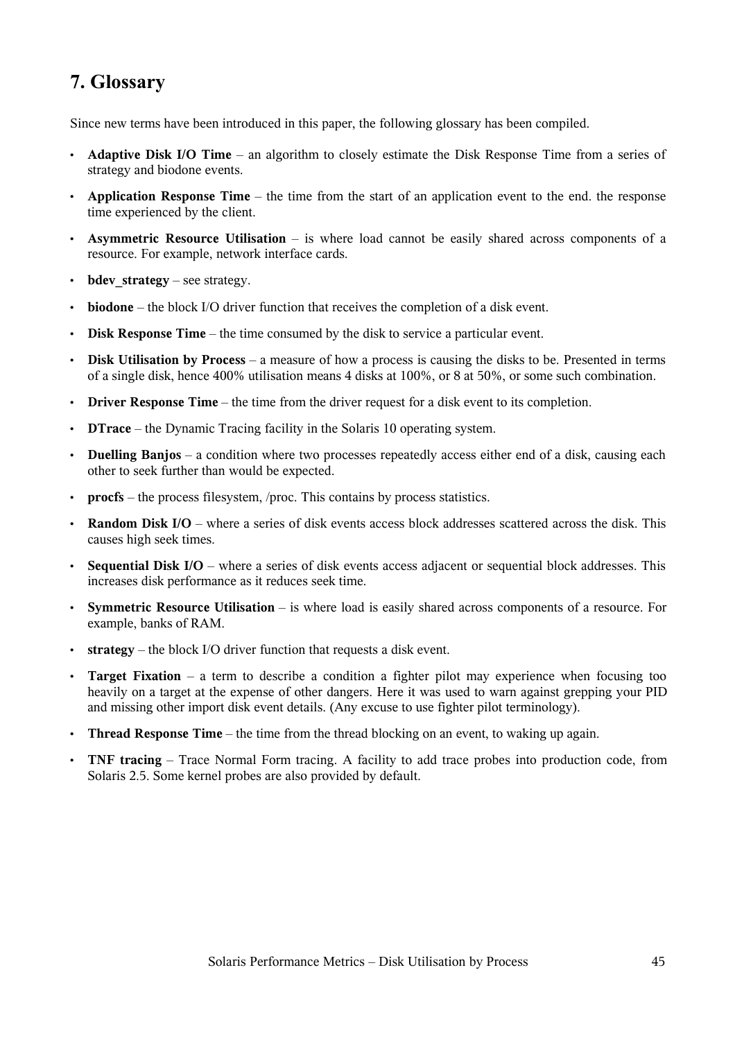# 7. Glossary

Since new terms have been introduced in this paper, the following glossary has been compiled.

- **Adaptive Disk I/O Time** – an algorithm to closely estimate the Disk Response Time from a series of strategy and biodone events.
- **Application Response Time** – the time from the start of an application event to the end. the response time experienced by the client.
- **Asymmetric Resource Utilisation** – is where load cannot be easily shared across components of a resource. For example, network interface cards.
- **bdev_strategy** – see strategy.
- **biodone** – the block I/O driver function that receives the completion of a disk event.
- **Disk Response Time** – the time consumed by the disk to service a particular event.
- **Disk Utilisation by Process** – a measure of how a process is causing the disks to be. Presented in terms of a single disk, hence 400% utilisation means 4 disks at 100%, or 8 at 50%, or some such combination.
- **Driver Response Time** – the time from the driver request for a disk event to its completion.
- **DTrace** – the Dynamic Tracing facility in the Solaris 10 operating system.
- **Duelling Banjos** – a condition where two processes repeatedly access either end of a disk, causing each other to seek further than would be expected.
- **procfs** – the process filesystem, /proc. This contains by process statistics.
- **Random Disk I/O** – where a series of disk events access block addresses scattered across the disk. This causes high seek times.
- **Sequential Disk I/O** – where a series of disk events access adjacent or sequential block addresses. This increases disk performance as it reduces seek time.
- **Symmetric Resource Utilisation** – is where load is easily shared across components of a resource. For example, banks of RAM.
- **strategy** – the block I/O driver function that requests a disk event.
- **Target Fixation** – a term to describe a condition a fighter pilot may experience when focusing too heavily on a target at the expense of other dangers. Here it was used to warn against grepping your PID and missing other import disk event details. (Any excuse to use fighter pilot terminology).
- **Thread Response Time** – the time from the thread blocking on an event, to waking up again.
- **TNF tracing** – Trace Normal Form tracing. A facility to add trace probes into production code, from Solaris 2.5. Some kernel probes are also provided by default.